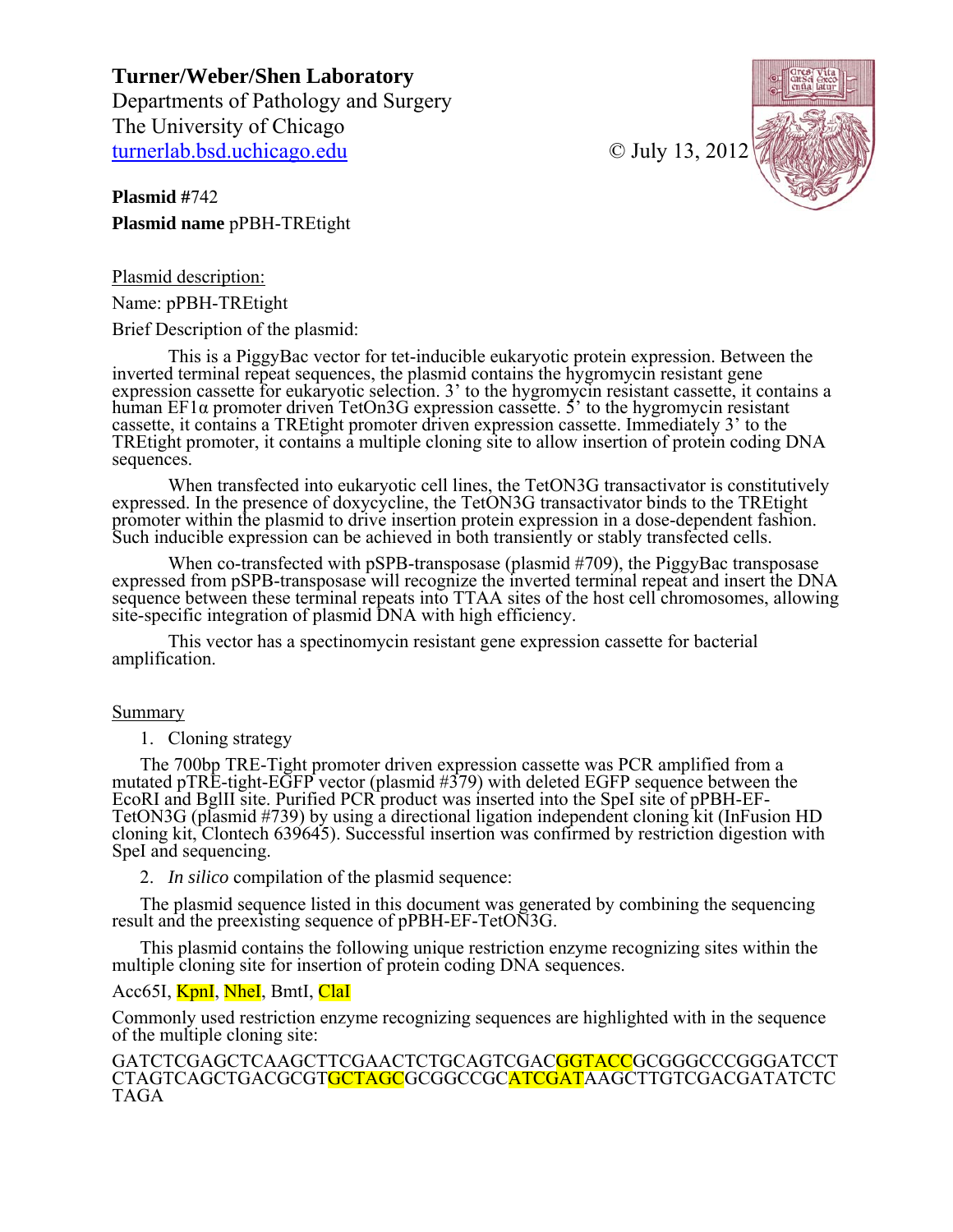**Turner/Weber/Shen Laboratory**
Departments of Pathology and Surgery
The University of Chicago
turnerlab.bsd.uchicago.edu

© July 13, 2012

**Plasmid #**742
**Plasmid name** pPBH-TREtight

Plasmid description:

Name: pPBH-TREtight

Brief Description of the plasmid:

This is a PiggyBac vector for tet-inducible eukaryotic protein expression. Between the inverted terminal repeat sequences, the plasmid contains the hygromycin resistant gene expression cassette for eukaryotic selection. 3' to the hygromycin resistant cassette, it contains a human EF1α promoter driven TetOn3G expression cassette. 5' to the hygromycin resistant cassette, it contains a TREtight promoter driven expression cassette. Immediately 3' to the TREtight promoter, it contains a multiple cloning site to allow insertion of protein coding DNA sequences.

When transfected into eukaryotic cell lines, the TetON3G transactivator is constitutively expressed. In the presence of doxycycline, the TetON3G transactivator binds to the TREtight promoter within the plasmid to drive insertion protein expression in a dose-dependent fashion. Such inducible expression can be achieved in both transiently or stably transfected cells.

When co-transfected with pSPB-transposase (plasmid #709), the PiggyBac transposase expressed from pSPB-transposase will recognize the inverted terminal repeat and insert the DNA sequence between these terminal repeats into TTAA sites of the host cell chromosomes, allowing site-specific integration of plasmid DNA with high efficiency.

This vector has a spectinomycin resistant gene expression cassette for bacterial amplification.

Summary

1. Cloning strategy

The 700bp TRE-Tight promoter driven expression cassette was PCR amplified from a mutated pTRE-tight-EGFP vector (plasmid #379) with deleted EGFP sequence between the EcoRI and BglII site. Purified PCR product was inserted into the SpeI site of pPBH-EF-TetON3G (plasmid #739) by using a directional ligation independent cloning kit (InFusion HD cloning kit, Clontech 639645). Successful insertion was confirmed by restriction digestion with SpeI and sequencing.

2. *In silico* compilation of the plasmid sequence:

The plasmid sequence listed in this document was generated by combining the sequencing result and the preexisting sequence of pPBH-EF-TetON3G.

This plasmid contains the following unique restriction enzyme recognizing sites within the multiple cloning site for insertion of protein coding DNA sequences.

Acc65I, KpnI, NheI, BmtI, ClaI

Commonly used restriction enzyme recognizing sequences are highlighted with in the sequence of the multiple cloning site:

GATCTCGAGCTCAAGCTTCGAACTCTGCAGTCGACGGTACCGCGGGCCCGGGATCCT
CTAGTCAGCTGACGCGTGCTAGCGCGGCCGCATCGATAAGCTTGTCGACGATATCTC
TAGA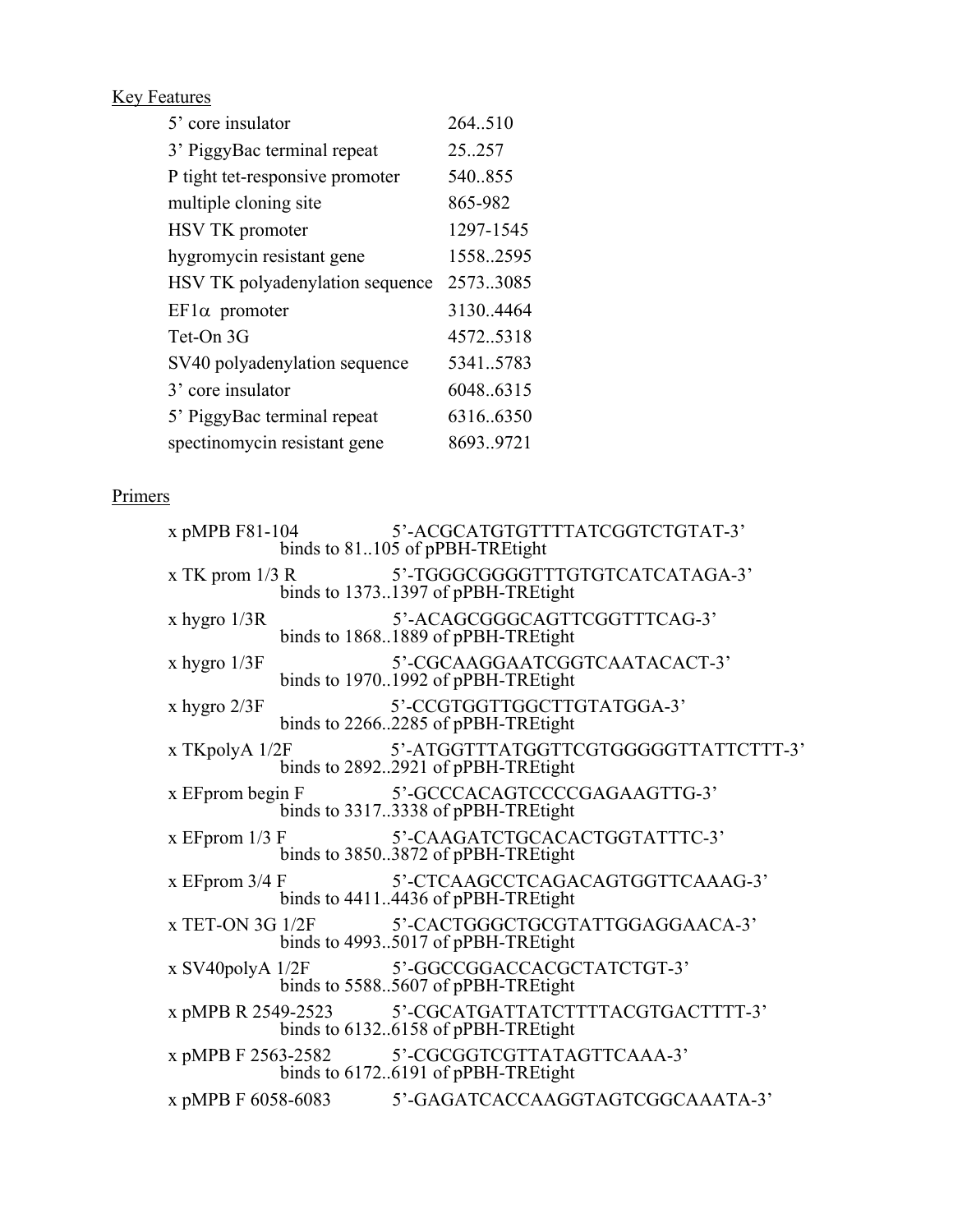Key Features

| | |
|---|---|
| 5' core insulator | 264..510 |
| 3' PiggyBac terminal repeat | 25..257 |
| P tight tet-responsive promoter | 540..855 |
| multiple cloning site | 865-982 |
| HSV TK promoter | 1297-1545 |
| hygromycin resistant gene | 1558..2595 |
| HSV TK polyadenylation sequence | 2573..3085 |
| EF1$\alpha$ promoter | 3130..4464 |
| Tet-On 3G | 4572..5318 |
| SV40 polyadenylation sequence | 5341..5783 |
| 3' core insulator | 6048..6315 |
| 5' PiggyBac terminal repeat | 6316..6350 |
| spectinomycin resistant gene | 8693..9721 |

Primers

x pMPB F81-104 5'-ACGCATGTGTTTTATCGGTCTGTAT-3'
binds to 81..105 of pPBH-TREtight

x TK prom 1/3 R 5'-TGGGCGGGGTTTGTGTCATCATAGA-3'
binds to 1373..1397 of pPBH-TREtight

x hygro 1/3R 5'-ACAGCGGGCAGTTCGGTTTCAG-3'
binds to 1868..1889 of pPBH-TREtight

x hygro 1/3F 5'-CGCAAGGAATCGGTCAATACACT-3'
binds to 1970..1992 of pPBH-TREtight

x hygro 2/3F 5'-CCGTGGTTGGCTTGTATGGA-3'
binds to 2266..2285 of pPBH-TREtight

x TKpolyA 1/2F 5'-ATGGTTTATGGTTCGTGGGGGTTATTCTTT-3'
binds to 2892..2921 of pPBH-TREtight

x EFprom begin F 5'-GCCCACAGTCCCCGAGAAGTTG-3'
binds to 3317..3338 of pPBH-TREtight

x EFprom 1/3 F 5'-CAAGATCTGCACACTGGTATTTC-3'
binds to 3850..3872 of pPBH-TREtight

x EFprom 3/4 F 5'-CTCAAGCCTCAGACAGTGGTTCAAAG-3'
binds to 4411..4436 of pPBH-TREtight

x TET-ON 3G 1/2F 5'-CACTGGGCTGCGTATTGGAGGAACA-3'
binds to 4993..5017 of pPBH-TREtight

x SV40polyA 1/2F 5'-GGCCGGACCACGCTATCTGT-3'
binds to 5588..5607 of pPBH-TREtight

x pMPB R 2549-2523 5'-CGCATGATTATCTTTTACGTGACTTTT-3'
binds to 6132..6158 of pPBH-TREtight

x pMPB F 2563-2582 5'-CGCGGTCGTTATAGTTCAAA-3'
binds to 6172..6191 of pPBH-TREtight

x pMPB F 6058-6083 5'-GAGATCACCAAGGTAGTCGGCAAATA-3'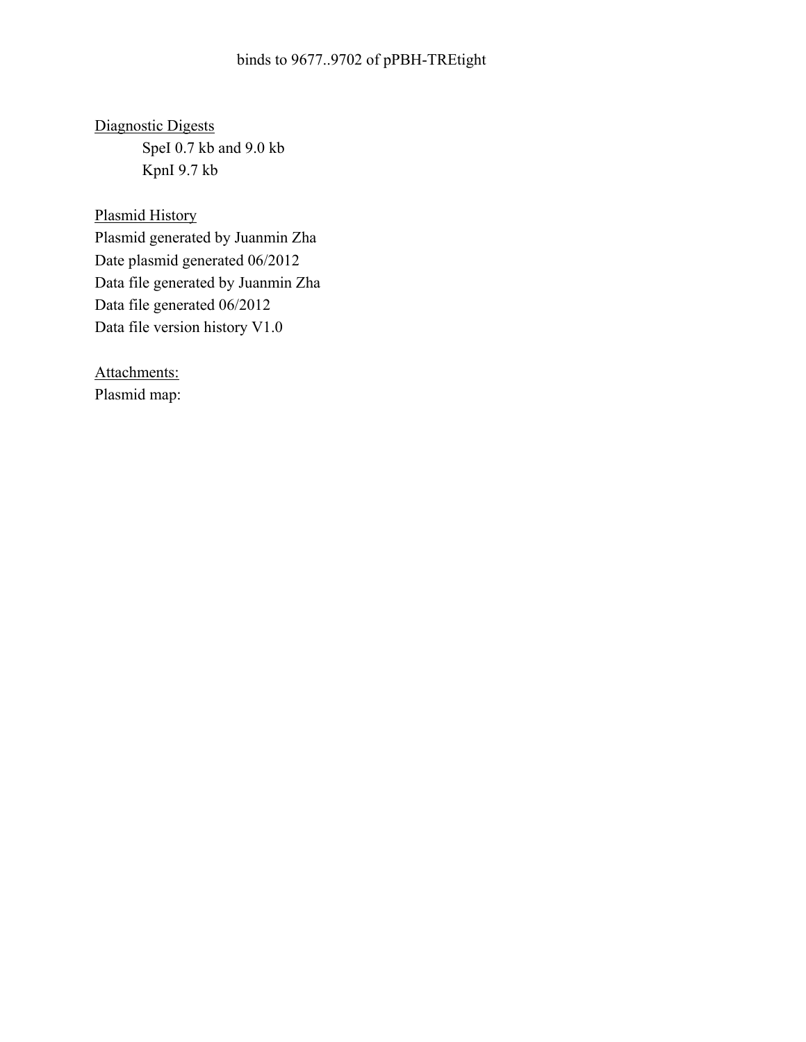binds to 9677..9702 of pPBH-TREtight

<u>Diagnostic Digests</u>

SpeI 0.7 kb and 9.0 kb
KpnI 9.7 kb

<u>Plasmid History</u>

Plasmid generated by Juanmin Zha
Date plasmid generated 06/2012
Data file generated by Juanmin Zha
Data file generated 06/2012
Data file version history V1.0

<u>Attachments:</u>

Plasmid map: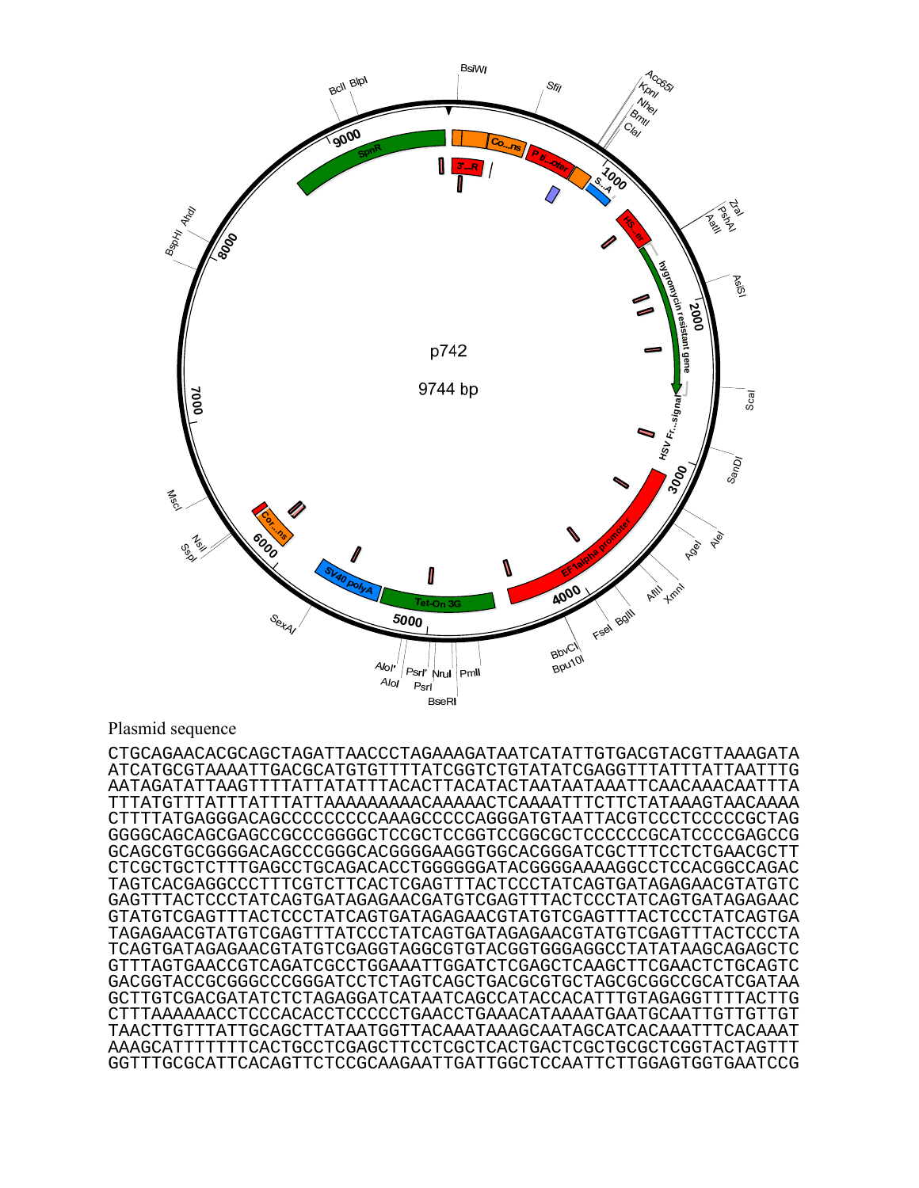p742

9744 bp

Plasmid sequence

```
CTGCAGAACACGCAGCTAGATTAACCCTAGAAAGATAATCATATTGTGACGTACGTTAAAGATA
ATCATGCGTAAAATTGACGCATGTGTTTTATCGGTCTGTATATCGAGGTTTATTTATTAATTTG
AATAGATATTAAGTTTTATTATATTTACACTTACATACTAATAATAAATTCAACAAACAATTTA
TTTATGTTTATTTATTTATTAAAAAAAAAACAAAAACTCAAAATTTCTTCTATAAAGTAACAAAA
CTTTTATGAGGGACAGCCCCCCCCCAAAGCCCCCAGGGATGTAATTACGTCCCTCCCCCGCTAG
GGGGCAGCAGCGAGCCGCCCGGGGCTCCGCTCCGGTCCGGCGCTCCCCCCGCATCCCCGAGCCG
GCAGCGTGCGGGGACAGCCCGGGCACGGGGAAGGTGGCACGGGATCGCTTTCCTCTGAACGCTT
CTCGCTGCTCTTTGAGCCTGCAGACACCTGGGGGGATACGGGGAAAAGGCCTCCACGGCCAGAC
TAGTCACGAGGCCCTTTCGTCTTCACTCGAGTTTACTCCCTATCAGTGATAGAGAACGTATGTC
GAGTTTACTCCCTATCAGTGATAGAGAACGATGTCGAGTTTACTCCCTATCAGTGATAGAGAAC
GTATGTCGAGTTTACTCCCTATCAGTGATAGAGAACGTATGTCGAGTTTACTCCCTATCAGTGA
TAGAGAACGTATGTCGAGTTTATCCCTATCAGTGATAGAGAACGTATGTCGAGTTTACTCCCTA
TCAGTGATAGAGAACGTATGTCGAGGTAGGCGTGTACGGTGGGAGGCCTATATAAGCAGAGCTC
GTTTAGTGAACCGTCAGATCGCCTGGAAATTGGATCTCGAGCTCAAGCTTCGAACTCTGCAGTC
GACGGTACCGCGGGCCCGGGATCCTCTAGTCAGCTGACGCGTGCTAGCGCGGCCGCATCGATAA
GCTTGTCGACGATATCTCTAGAGGATCATAATCAGCCATACCACATTTGTAGAGGTTTTACTTG
CTTTAAAAAACCTCCCACACCTCCCCCTGAACCTGAAACATAAAATGAATGCAATTGTTGTTGT
TAACTTGTTTATTGCAGCTTATAATGGTTACAAATAAAGCAATAGCATCACAAATTTCACAAAT
AAAGCATTTTTTTCACTGCCTCGAGCTTCCTCGCTCACTGACTCGCTGCGCTCGGTACTAGTTT
GGTTTGCGCATTCACAGTTCTCCGCAAGAATTGATTGGCTCCAATTCTTGGAGTGGTGAATCCG
```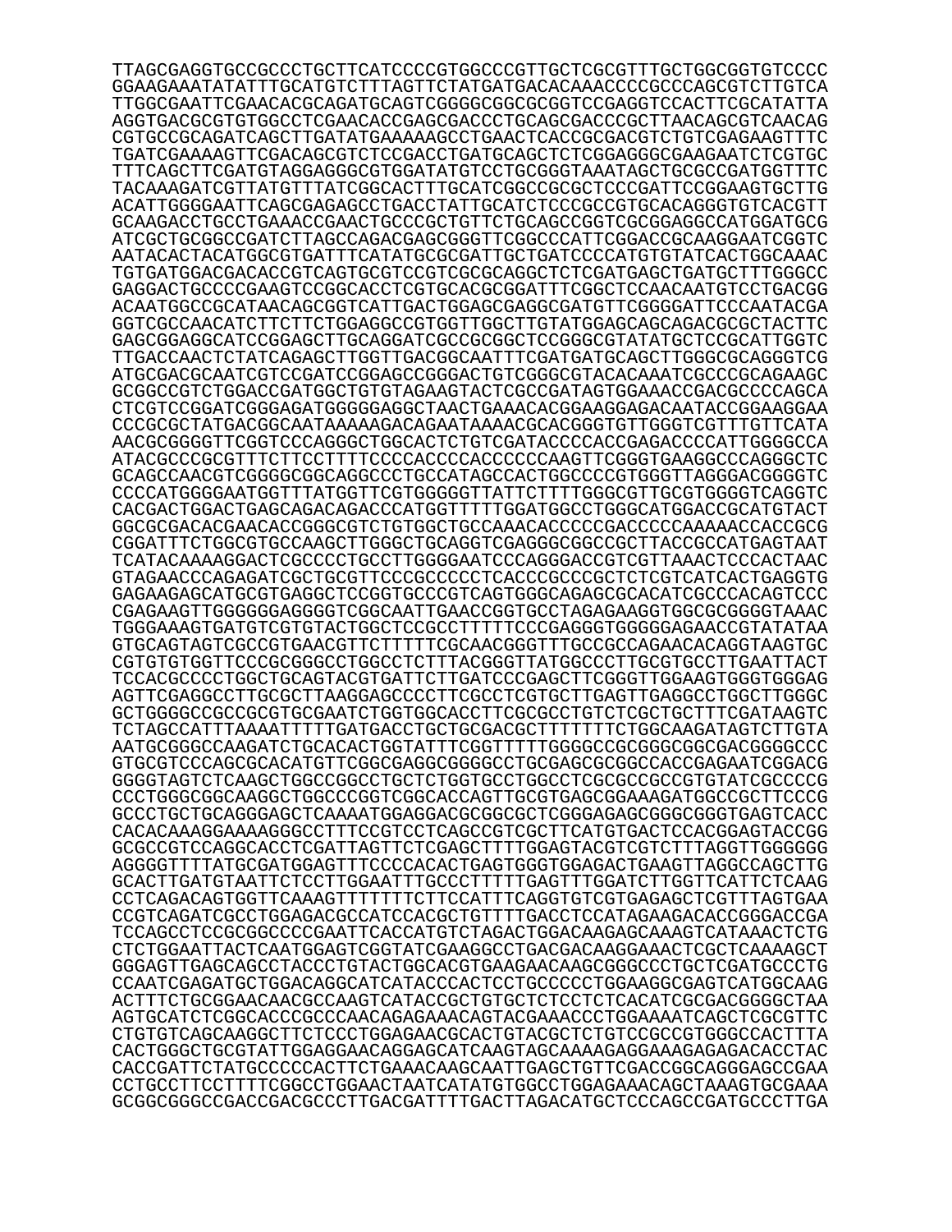```
TTAGCGAGGTGCCGCCCTGCTTCATCCCCGTGGCCCGTTGCTCGCGTTTGCTGGCGGTGTCCCC
GGAAGAAATATATTTGCATGTCTTTAGTTCTATGATGACACAAACCCCGCCCAGCGTCTTGTCA
TTGGCGAATTCGAACACGCAGATGCAGTCGGGGCGGCGCGGTCCGAGGTCCACTTCGCATATTA
AGGTGACGCGTGTGGCCTCGAACACCGAGCGACCCTGCAGCGACCCGCTTAACAGCGTCAACAG
CGTGCCGCAGATCAGCTTGATATGAAAAAGCCTGAACTCACCGCGACGTCTGTCGAGAAGTTTC
TGATCGAAAAGTTCGACAGCGTCTCCGACCTGATGCAGCTCTCGGAGGGCGAAGAATCTCGTGC
TTTCAGCTTCGATGTAGGAGGGCGTGGATATGTCCTGCGGGTAAATAGCTGCGCCGATGGTTTC
TACAAAGATCGTTATGTTTATCGGCACTTTGCATCGGCCGCGCTCCCGATTCCGGAAGTGCTTG
ACATTGGGGAATTCAGCGAGAGCCTGACCTATTGCATCTCCCGCCGTGCACAGGGTGTCACGTT
GCAAGACCTGCCTGAAACCGAACTGCCCGCTGTTCTGCAGCCGGTCGCGGAGGCCATGGATGCG
ATCGCTGCGGCCGATCTTAGCCAGACGAGCGGGTTCGGCCCATTCGGACCGCAAGGAATCGGTC
AATACACTACATGGCGTGATTTCATATGCGCGATTGCTGATCCCCATGTGTATCACTGGCAAAC
TGTGATGGACGACACCGTCAGTGCGTCCGTCGCGCAGGCTCTCGATGAGCTGATGCTTTGGGCC
GAGGACTGCCCCGAAGTCCGGCACCTCGTGCACGCGGATTTCGGCTCCAACAATGTCCTGACGG
ACAATGGCCGCATAACAGCGGTCATTGACTGGAGCGAGGCGATGTTCGGGGATTCCCAATACGA
GGTCGCCAACATCTTCTTCTGGAGGCCGTGGTTGGCTTGTATGGAGCAGCAGACGCGCTACTTC
GAGCGGAGGCATCCGGAGCTTGCAGGATCGCCGCGGCTCCGGGCGTATATGCTCCGCATTGGTC
TTGACCAACTCTATCAGAGCTTGGTTGACGGCAATTTCGATGATGCAGCTTGGGCGCAGGGTCG
ATGCGACGCAATCGTCCGATCCGGAGCCGGGACTGTCGGGCGTACACAAATCGCCCGCAGAAGC
GCGGCCGTCTGGACCGATGGCTGTGTAGAAGTACTCGCCGATAGTGGAAACCGACGCCCCAGCA
CTCGTCCGGATCGGGAGATGGGGGAGGCTAACTGAAACACGGAAGGAGACAATACCGGAAGGAA
CCCGCGCTATGACGGCAATAAAAAGACAGAATAAAACGCACGGGTGTTGGGTCGTTTGTTCATA
AACGCGGGGTTCGGTCCCAGGGCTGGCACTCTGTCGATACCCCACCGAGACCCCATTGGGGCCA
ATACGCCCGCGTTTCTTCCTTTTCCCCACCCCACCCCCCAAGTTCGGGTGAAGGCCCAGGGCTC
GCAGCCAACGTCGGGGCGGCAGGCCCTGCCATAGCCACTGGCCCCGTGGGTTAGGGACGGGGTC
CCCCATGGGGAATGGTTTATGGTTCGTGGGGGTTATTCTTTTGGGCGTTGCGTGGGGTCAGGTC
CACGACTGGACTGAGCAGACAGACCCATGGTTTTTGGATGGCCTGGGCATGGACCGCATGTACT
GGCGCGACACGAACACCGGGCGTCTGTGGCTGCCAAACACCCCCGACCCCCAAAAACCACCGCG
CGGATTTCTGGCGTGCCAAGCTTGGGCTGCAGGTCGAGGGCGGCCGCTTACCGCCATGAGTAAT
TCATACAAAAGGACTCGCCCCTGCCTTGGGGAATCCCAGGGACCGTCGTTAAACTCCCACTAAC
GTAGAACCCAGAGATCGCTGCGTTCCCGCCCCCTCACCCGCCCGCTCTCGTCATCACTGAGGTG
GAGAAGAGCATGCGTGAGGCTCCGGTGCCCGTCAGTGGGCAGAGCGCACATCGCCCACAGTCCC
CGAGAAGTTGGGGGGAGGGGTCGGCAATTGAACCGGTGCCTAGAGAAGGTGGCGCGGGGTAAAC
TGGGAAAGTGATGTCGTGTACTGGCTCCGCCTTTTTCCCGAGGGTGGGGGAGAACCGTATATAA
GTGCAGTAGTCGCCGTGAACGTTCTTTTTCGCAACGGGTTTGCCGCCAGAACACAGGTAAGTGC
CGTGTGTGGTTCCCGCGGGCCTGGCCTCTTTACGGGTTATGGCCCTTGCGTGCCTTGAATTACT
TCCACGCCCCTGGCTGCAGTACGTGATTCTTGATCCCGAGCTTCGGGTTGGAAGTGGGTGGGAG
AGTTCGAGGCCTTGCGCTTAAGGAGCCCCTTCGCCTCGTGCTTGAGTTGAGGCCTGGCTTGGGC
GCTGGGGCCGCCGCGTGCGAATCTGGTGGCACCTTCGCGCCTGTCTCGCTGCTTTCGATAAGTC
TCTAGCCATTTAAAATTTTTGATGACCTGCTGCGACGCTTTTTTTCTGGCAAGATAGTCTTGTA
AATGCGGGCCAAGATCTGCACACTGGTATTTCGGTTTTTGGGGCCGCGGGCGGCGACGGGGCCC
GTGCGTCCCAGCGCACATGTTCGGCGAGGCGGGGCCTGCGAGCGCGGCCACCGAGAATCGGACG
GGGGTAGTCTCAAGCTGGCCGGCCTGCTCTGGTGCCTGGCCTCGCGCCGCCGTGTATCGCCCCG
CCCTGGGCGGCAAGGCTGGCCCGGTCGGCACCAGTTGCGTGAGCGGAAAGATGGCCGCTTCCCG
GCCCTGCTGCAGGGAGCTCAAAATGGAGGACGCGGCGCTCGGGAGAGCGGGCGGGTGAGTCACC
CACACAAAGGAAAAGGGCCTTTCCGTCCTCAGCCGTCGCTTCATGTGACTCCACGGAGTACCGG
GCGCCGTCCAGGCACCTCGATTAGTTCTCGAGCTTTTGGAGTACGTCGTCTTTAGGTTGGGGGG
AGGGGTTTTATGCGATGGAGTTTCCCCACACTGAGTGGGTGGAGACTGAAGTTAGGCCAGCTTG
GCACTTGATGTAATTCTCCTTGGAATTTGCCCTTTTTGAGTTTGGATCTTGGTTCATTCTCAAG
CCTCAGACAGTGGTTCAAAGTTTTTTTCTTCCATTTCAGGTGTCGTGAGAGCTCGTTTAGTGAA
CCGTCAGATCGCCTGGAGACGCCATCCACGCTGTTTTGACCTCCATAGAAGACACCGGGACCGA
TCCAGCCTCCGCGGCCCCGAATTCACCATGTCTAGACTGGACAAGAGCAAAGTCATAAACTCTG
CTCTGGAATTACTCAATGGAGTCGGTATCGAAGGCCTGACGACAAGGAAACTCGCTCAAAAGCT
GGGAGTTGAGCAGCCTACCCTGTACTGGCACGTGAAGAACAAGCGGGCCCTGCTCGATGCCCTG
CCAATCGAGATGCTGGACAGGCATCATACCCACTCCTGCCCCCTGGAAGGCGAGTCATGGCAAG
ACTTTCTGCGGAACAACGCCAAGTCATACCGCTGTGCTCTCCTCTCACATCGCGACGGGGCTAA
AGTGCATCTCGGCACCCGCCCAACAGAGAAACAGTACGAAACCCTGGAAAATCAGCTCGCGTTC
CTGTGTCAGCAAGGCTTCTCCCTGGAGAACGCACTGTACGCTCTGTCCGCCGTGGGCCACTTTA
CACTGGGCTGCGTATTGGAGGAACAGGAGCATCAAGTAGCAAAAGAGGAAAGAGAGACACCTAC
CACCGATTCTATGCCCCCACTTCTGAAACAAGCAATTGAGCTGTTCGACCGGCAGGGAGCCGAA
CCTGCCTTCCTTTTCGGCCTGGAACTAATCATATGTGGCCTGGAGAAACAGCTAAAGTGCGAAA
GCGGCGGGCCGACCGACGCCCTTGACGATTTTGACTTAGACATGCTCCCAGCCGATGCCCTTGA
```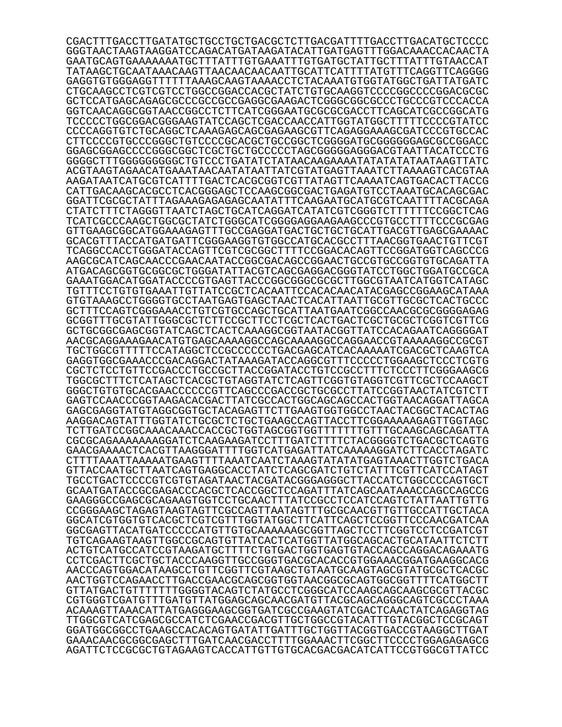```
CGACTTTGACCTTGATATGCTGCCTGCTGACGCTCTTGACGATTTTGACCTTGACATGCTCCCC
GGGTAACTAAGTAAGGATCCAGACATGATAAGATACATTGATGAGTTTGGACAAACCACAACTA
GAATGCAGTGAAAAAAATGCTTTATTTGTGAAATTTGTGATGCTATTGCTTTATTTGTAACCAT
TATAAGCTGCAATAAACAAGTTAACAACAACAATTGCATTCATTTTATGTTTCAGGTTCAGGGG
GAGGTGTGGGAGGTTTTTTAAAGCAAGTAAAACCTCTACAAATGTGGTATGGCTGATTATGATC
CTGCAAGCCTCGTCGTCCTGGCCGGACCACGCTATCTGTGCAAGGTCCCCGGCCCCGGACGCGC
GCTCCATGAGCAGAGCGCCCGCCGCCGAGGCGAAGACTCGGGCGGCGCCCTGCCCGTCCCACCA
GGTCAACAGGCGGTAACCGGCCTCTTCATCGGGAATGCGCGCGACCTTCAGCATCGCCGGCATG
TCCCCCTGGCGGACGGGAAGTATCCAGCTCGACCAACCATTGGTATGGCTTTTTCCCCGTATCC
CCCCAGGTGTCTGCAGGCTCAAAGAGCAGCGAGAAGCGTTCAGAGGAAAGCGATCCCGTGCCAC
CTTCCCCGTGCCCGGGCTGTCCCCGCACGCTGCCGGCTCGGGGATGCGGGGGGAGCGCCGGACC
GGAGCGGAGCCCCGGGCGGCTCGCTGCTGCCCCCTAGCGGGGGAGGGACGTAATTACATCCCTG
GGGGCTTTGGGGGGGGGCTGTCCCTGATATCTATAACAAGAAAATATATATATAATAAGTTATC
ACGTAAGTAGAACATGAAATAACAATATAATTATCGTATGAGTTAAATCTTAAAAGTCACGTAA
AAGATAATCATGCGTCATTTTGACTCACGCGGTCGTTATAGTTCAAAATCAGTGACACTTACCG
CATTGACAAGCACGCCTCACGGGAGCTCCAAGCGGCGACTGAGATGTCCTAAATGCACAGCGAC
GGATTCGCGCTATTTAGAAAGAGAGAGCAATATTTCAAGAATGCATGCGTCAATTTTACGCAGA
CTATCTTTCTAGGGTTAATCTAGCTGCATCAGGATCATATCGTCGGGTCTTTTTTCCGGCTCAG
TCATCGCCCAAGCTGGCGCTATCTGGGCATCGGGGAGGAAGAAGCCCGTGCCTTTTCCCGCGAG
GTTGAAGCGGCATGGAAAGAGTTTGCCGAGGATGACTGCTGCTGCATTGACGTTGAGCGAAAAC
GCACGTTTACCATGATGATTCGGGAAGGTGTGGCCATGCACGCCTTTAACGGTGAACTGTTCGT
TCAGGCCACCTGGGATACCAGTTCGTCGCGGCTTTTCCGGACACAGTTCCGGATGGTCAGCCCG
AAGCGCATCAGCAACCCGAACAATACCGGCGACAGCCGGAACTGCCGTGCCGGTGTGCAGATTA
ATGACAGCGGTGCGGCGCTGGGATATTACGTCAGCGAGGACGGGTATCCTGGCTGGATGCCGCA
GAAATGGACATGGATACCCCGTGAGTTACCCGGCGGGCGCGCTTGGCGTAATCATGGTCATAGC
TGTTTCCTGTGTGAAATTGTTATCCGCTCACAATTCCACACAACATACGAGCCGGAAGCATAAA
GTGTAAAGCCTGGGGTGCCTAATGAGTGAGCTAACTCACATTAATTGCGTTGCGCTCACTGCCC
GCTTTCCAGTCGGGAAACCTGTCGTGCCAGCTGCATTAATGAATCGGCCAACGCGCGGGGAGAG
GCGGTTTGCGTATTGGGCGCTCTTCCGCTTCCTCGCTCACTGACTCGCTGCGCTCGGTCGTTCG
GCTGCGGCGAGCGGTATCAGCTCACTCAAAGGCGGTAATACGGTTATCCACAGAATCAGGGGAT
AACGCAGGAAAGAACATGTGAGCAAAAGGCCAGCAAAAGGCCAGGAACCGTAAAAAGGCCGCGT
TGCTGGCGTTTTTCCATAGGCTCCGCCCCCCTGACGAGCATCACAAAAATCGACGCTCAAGTCA
GAGGTGGCGAAACCCGACAGGACTATAAAGATACCAGGCGTTTCCCCCTGGAAGCTCCCTCGTG
CGCTCTCCTGTTCCGACCCTGCCGCTTACCGGATACCTGTCCGCCTTTCTCCCTTCGGGAAGCG
TGGCGCTTTCTCATAGCTCACGCTGTAGGTATCTCAGTTCGGTGTAGGTCGTTCGCTCCAAGCT
GGGCTGTGTGCACGAACCCCCCGTTCAGCCCGACCGCTGCGCCTTATCCGGTAACTATCGTCTT
GAGTCCAACCCGGTAAGACACGACTTATCGCCACTGGCAGCAGCCACTGGTAACAGGATTAGCA
GAGCGAGGTATGTAGGCGGTGCTACAGAGTTCTTGAAGTGGTGGCCTAACTACGGCTACACTAG
AAGGACAGTATTTGGTATCTGCGCTCTGCTGAAGCCAGTTACCTTCGGAAAAAGAGTTGGTAGC
TCTTGATCCGGCAAACAAACCACCGCTGGTAGCGGTGGTTTTTTTGTTTGCAAGCAGCAGATTA
CGCGCAGAAAAAAAGGATCTCAAGAAGATCCTTTGATCTTTTCTACGGGGTCTGACGCTCAGTG
GAACGAAAACTCACGTTAAGGGATTTTGGTCATGAGATTATCAAAAAGGATCTTCACCTAGATC
CTTTTAAATTAAAAATGAAGTTTTAAATCAATCTAAAGTATATATGAGTAAACTTGGTCTGACA
GTTACCAATGCTTAATCAGTGAGGCACCTATCTCAGCGATCTGTCTATTTCGTTCATCCATAGT
TGCCTGACTCCCCGTCGTGTAGATAACTACGATACGGGAGGGCTTACCATCTGGCCCCAGTGCT
GCAATGATACCGCGAGACCCACGCTCACCGGCTCCAGATTTATCAGCAATAAACCAGCCAGCCG
GAAGGGCCGAGCGCAGAAGTGGTCCTGCAACTTTATCCGCCTCCATCCAGTCTATTAATTGTTG
CCGGGAAGCTAGAGTAAGTAGTTCGCCAGTTAATAGTTTGCGCAACGTTGTTGCCATTGCTACA
GGCATCGTGGTGTCACGCTCGTCGTTTGGTATGGCTTCATTCAGCTCCGGTTCCCAACGATCAA
GGCGAGTTACATGATCCCCCATGTTGTGCAAAAAAGCGGTTAGCTCCTTCGGTCCTCCGATCGT
TGTCAGAAGTAAGTTGGCCGCAGTGTTATCACTCATGGTTATGGCAGCACTGCATAATTCTCTT
ACTGTCATGCCATCCGTAAGATGCTTTTCTGTGACTGGTGAGTGTACCAGCCAGGACAGAAATG
CCTCGACTTCGCTGCTACCCAAGGTTGCCGGGTGACGCACACCGTGGAAACGGATGAAGGCACG
AACCCAGTGGACATAAGCCTGTTCGGTTCGTAAGCTGTAATGCAAGTAGCGTATGCGCTCACGC
AACTGGTCCAGAACCTTGACCGAACGCAGCGGTGGTAACGGCGCAGTGGCGGTTTTCATGGCTT
GTTATGACTGTTTTTTTGGGGTACAGTCTATGCCTCGGGCATCCAAGCAGCAAGCGCGTTACGC
CGTGGGTCGATGTTTGATGTTATGGAGCAGCAACGATGTTACGCAGCAGGGCAGTCGCCCTAAA
ACAAAGTTAAACATTATGAGGGAAGCGGTGATCGCCGAAGTATCGACTCAACTATCAGAGGTAG
TTGGCGTCATCGAGCGCCATCTCGAACCGACGTTGCTGGCCGTACATTTGTACGGCTCCGCAGT
GGATGGCGGCCTGAAGCCACACAGTGATATTGATTTGCTGGTTACGGTGACCGTAAGGCTTGAT
GAAACAACGCGGCGAGCTTTGATCAACGACCTTTTGGAAACTTCGGCTTCCCCTGGAGAGAGCG
AGATTCTCCGCGCTGTAGAAGTCACCATTGTTGTGCACGACGACATCATTCCGTGGCGTTATCC
```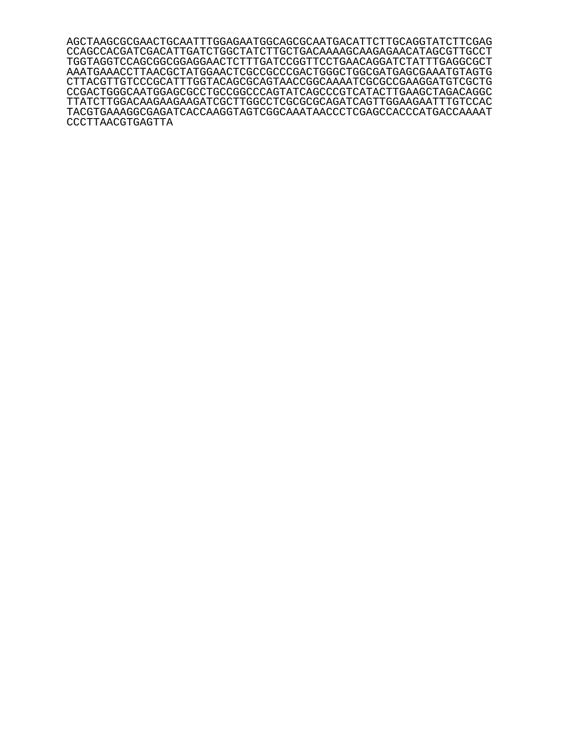AGCTAAGCGCGAACTGCAATTTGGAGAATGGCAGCGCAATGACATTCTTGCAGGTATCTTCGAG
CCAGCCACGATCGACATTGATCTGGCTATCTTGCTGACAAAAGCAAGAGAACATAGCGTTGCCT
TGGTAGGTCCAGCGGCGGAGGAACTCTTTGATCCGGTTCCTGAACAGGATCTATTTGAGGCGCT
AAATGAAACCTTAACGCTATGGAACTCGCCGCCCGACTGGGCTGGCGATGAGCGAAATGTAGTG
CTTACGTTGTCCCGCATTTGGTACAGCGCAGTAACCGGCAAAATCGCGCCGAAGGATGTCGCTG
CCGACTGGGCAATGGAGCGCCTGCCGGCCCAGTATCAGCCCGTCATACTTGAAGCTAGACAGGC
TTATCTTGGACAAGAAGAAGATCGCTTGGCCTCGCGCGCAGATCAGTTGGAAGAATTTGTCCAC
TACGTGAAAGGCGAGATCACCAAGGTAGTCGGCAAATAACCCTCGAGCCACCCATGACCAAAAT
CCCTTAACGTGAGTTA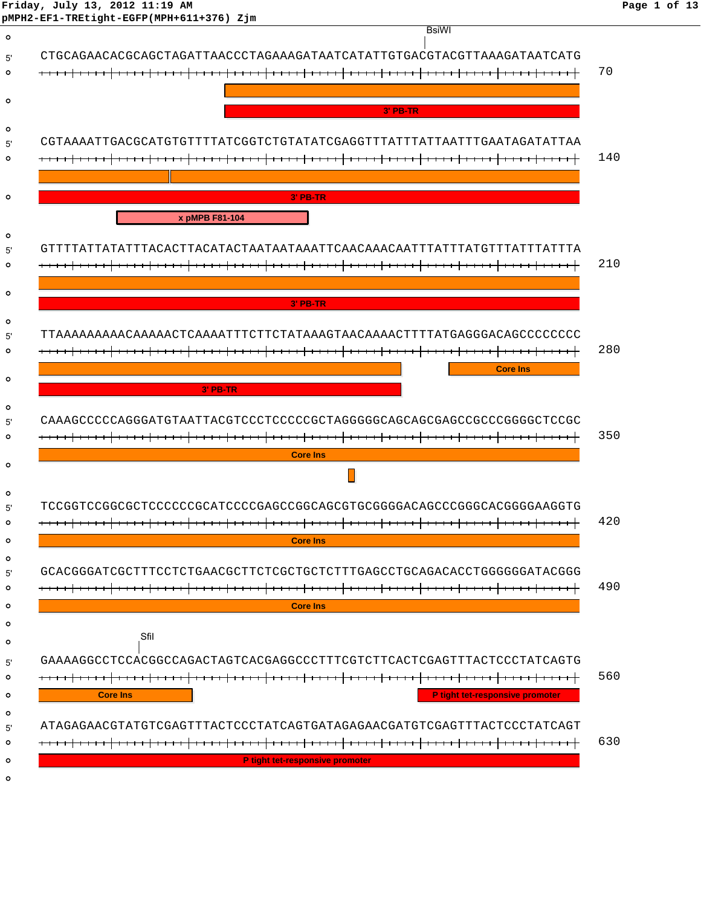Friday, July 13, 2012 11:19 AM

pMPH2-EF1-TREtight-EGFP(MPH+611+376) Zjm

```
                                                              BsiWI
5' CTGCAGAACACGCAGCTAGATTAACCCTAGAAAGATAATCATATTGTGACGTACGTTAAAGATAATCATG   70
                              [3' PB-TR                                   ]

5' CGTAAAATTGACGCATGTGTTTTATCGGTCTGTATATCGAGGTTTATTTATTAATTTGAATAGATATTAA  140
   [3' PB-TR                                                              ]
             [x pMPB F81-104         ]

5' GTTTTATTATATTTACACTTACATACTAATAATAAATTCAACAAACAATTTATTTATGTTTATTTATTTA  210
   [3' PB-TR                                                              ]

5' TTAAAAAAAAACAAAAACTCAAAATTTCTTCTATAAAGTAACAAAACTTTTATGAGGGACAGCCCCCCCC  280
   [3' PB-TR                                         ]      [Core Ins      ]

5' CAAAGCCCCCAGGGATGTAATTACGTCCCTCCCCCGCTAGGGGGCAGCAGCGAGCCGCCCGGGGCTCCGC  350
   [Core Ins                                                              ]

5' TCCGGTCCGGCGCTCCCCCCGCATCCCCGAGCCGGCAGCGTGCGGGGACAGCCCGGGCACGGGGAAGGTG  420
   [Core Ins                                                              ]

5' GCACGGGATCGCTTTCCTCTGAACGCTTCTCGCTGCTCTTTGAGCCTGCAGACACCTGGGGGGATACGGG  490
   [Core Ins                                                              ]

                SfiI
5' GAAAAGGCCTCCACGGCCAGACTAGTCACGAGGCCCTTTCGTCTTCACTCGAGTTTACTCCCTATCAGTG  560
   [Core Ins          ]                                 [P tight tet-responsive promoter]

5' ATAGAGAACGTATGTCGAGTTTACTCCCTATCAGTGATAGAGAACGATGTCGAGTTTACTCCCTATCAGT  630
   [P tight tet-responsive promoter                                       ]
```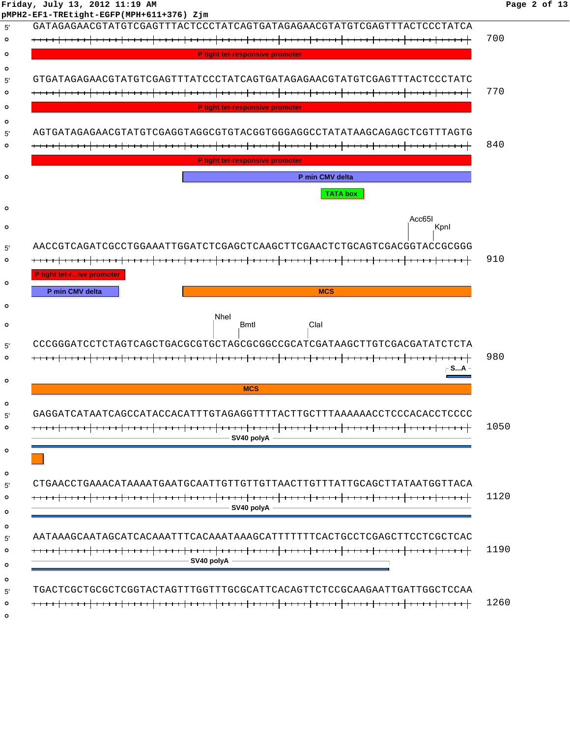pMPH2-EF1-TREtight-EGFP(MPH+611+376) Zjm

```
5' GATAGAGAACGTATGTCGAGTTTACTCCCTATCAGTGATAGAGAACGTATGTCGAGTTTACTCCCTATCA   700
   [P tight tet-responsive promoter]

5' GTGATAGAGAACGTATGTCGAGTTTATCCCTATCAGTGATAGAGAACGTATGTCGAGTTTACTCCCTATC   770
   [P tight tet-responsive promoter]

5' AGTGATAGAGAACGTATGTCGAGGTAGGCGTGTACGGTGGGAGGCCTATATAAGCAGAGCTCGTTTAGTG   840
   [P tight tet-responsive promoter]
   [P min CMV delta]
   [TATA box]

                                                                 Acc65I
                                                                    KpnI
5' AACCGTCAGATCGCCTGGAAATTGGATCTCGAGCTCAAGCTTCGAACTCTGCAGTCGACGGTACCGCGGG   910
   [P tight tet-r...ive promoter]
   [P min CMV delta]
   [MCS]

                                NheI
                                    BmtI
                                                ClaI
5' CCCGGGATCCTCTAGTCAGCTGACGCGTGCTAGCGCGGCCGCATCGATAAGCTTGTCGACGATATCTCTA   980
   [S...A]
   [MCS]

5' GAGGATCATAATCAGCCATACCACATTTGTAGAGGTTTTACTTGCTTTAAAAAACCTCCCACACCTCCCC   1050
   [SV40 polyA]

5' CTGAACCTGAAACATAAAATGAATGCAATTGTTGTTGTTAACTTGTTTATTGCAGCTTATAATGGTTACA   1120
   [SV40 polyA]

5' AATAAAGCAATAGCATCACAAATTTCACAAATAAAGCATTTTTTTCACTGCCTCGAGCTTCCTCGCTCAC   1190
   [SV40 polyA]

5' TGACTCGCTGCGCTCGGTACTAGTTTGGTTTGCGCATTCACAGTTCTCCGCAAGAATTGATTGGCTCCAA   1260
```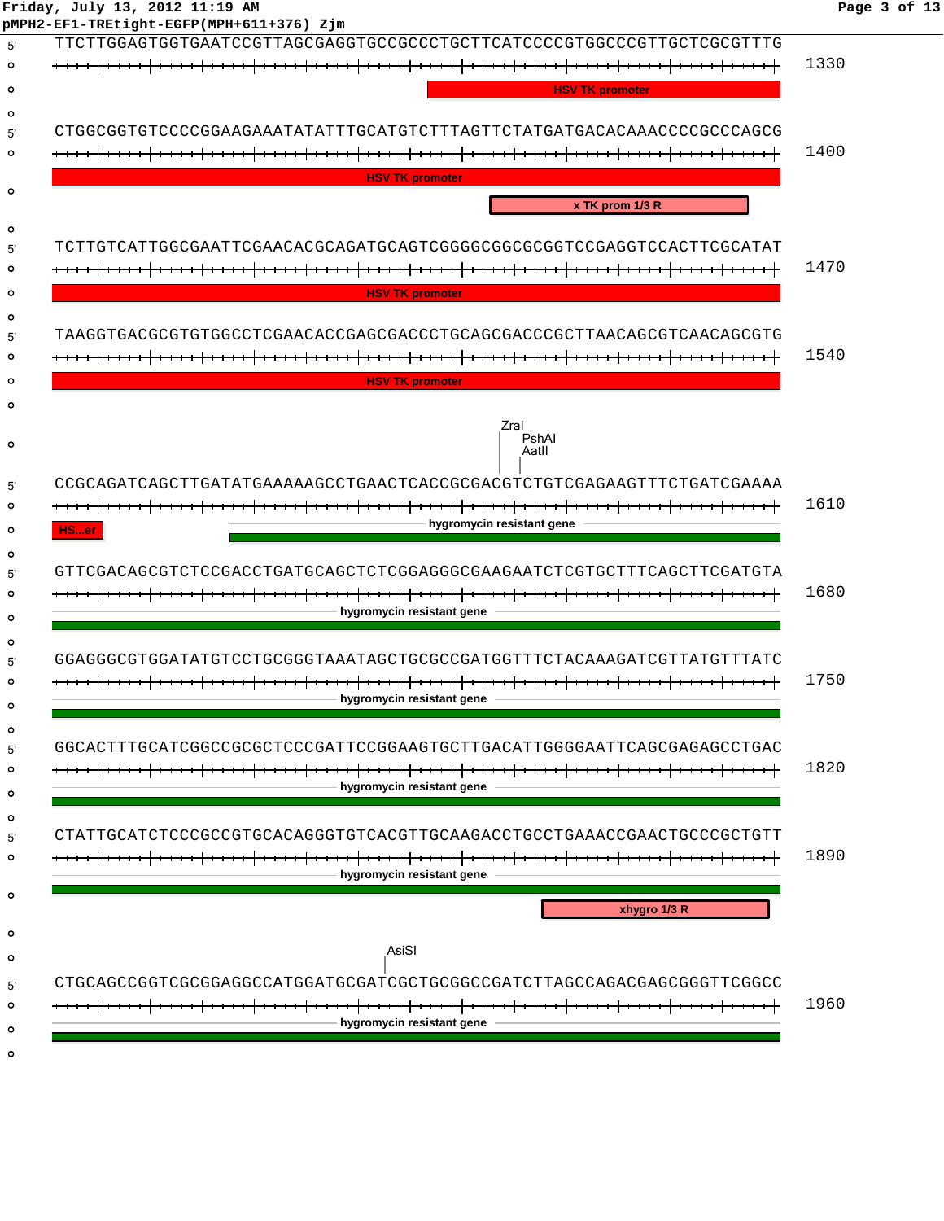pMPH2-EF1-TREtight-EGFP(MPH+611+376) Zjm

```
5' TTCTTGGAGTGGTGAATCCGTTAGCGAGGTGCCGCCCTGCTTCATCCCCGTGGCCCGTTGCTCGCGTTTG   1330
                                                          [HSV TK promoter]

5' CTGGCGGTGTCCCCGGAAGAAATATATTTGCATGTCTTTAGTTCTATGATGACACAAACCCCGCCCAGCG   1400
   [HSV TK promoter]
                                                          [x TK prom 1/3 R]

5' TCTTGTCATTGGCGAATTCGAACACGCAGATGCAGTCGGGGCGGCGCGGTCCGAGGTCCACTTCGCATAT   1470
   [HSV TK promoter]

5' TAAGGTGACGCGTGTGGCCTCGAACACCGAGCGACCCTGCAGCGACCCGCTTAACAGCGTCAACAGCGTG   1540
   [HSV TK promoter]

                                                        ZraI
                                                          PshAI
                                                          AatII
5' CCGCAGATCAGCTTGATATGAAAAAGCCTGAACTCACCGCGACGTCTGTCGAGAAGTTTCTGATCGAAAA   1610
   [HS...er]            [hygromycin resistant gene]

5' GTTCGACAGCGTCTCCGACCTGATGCAGCTCTCGGAGGGCGAAGAATCTCGTGCTTTCAGCTTCGATGTA   1680
   [hygromycin resistant gene]

5' GGAGGGCGTGGATATGTCCTGCGGGTAAATAGCTGCGCCGATGGTTTCTACAAAGATCGTTATGTTTATC   1750
   [hygromycin resistant gene]

5' GGCACTTTGCATCGGCCGCGCTCCCGATTCCGGAAGTGCTTGACATTGGGGAATTCAGCGAGAGCCTGAC   1820
   [hygromycin resistant gene]

5' CTATTGCATCTCCCGCCGTGCACAGGGTGTCACGTTGCAAGACCTGCCTGAAACCGAACTGCCCGCTGTT   1890
   [hygromycin resistant gene]
                                                               [xhygro 1/3 R]

                                          AsiSI
5' CTGCAGCCGGTCGCGGAGGCCATGGATGCGATCGCTGCGGCCGATCTTAGCCAGACGAGCGGGTTCGGCC   1960
   [hygromycin resistant gene]
```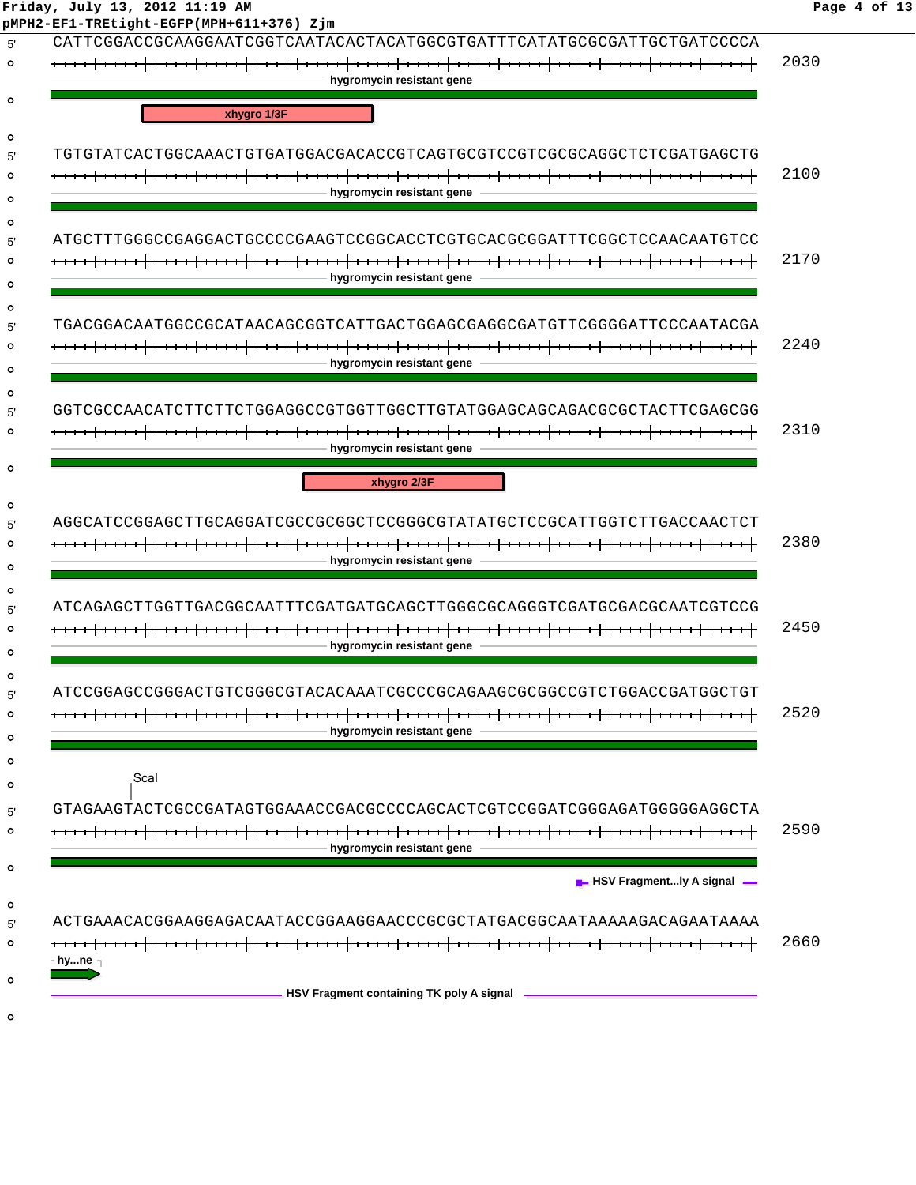```
5' CATTCGGACCGCAAGGAATCGGTCAATACACTACATGGCGTGATTTCATATGCGCGATTGCTGATCCCCA  2030
   hygromycin resistant gene
   xhygro 1/3F

5' TGTGTATCACTGGCAAACTGTGATGGACGACACCGTCAGTGCGTCCGTCGCGCAGGCTCTCGATGAGCTG  2100
   hygromycin resistant gene

5' ATGCTTTGGGCCGAGGACTGCCCCGAAGTCCGGCACCTCGTGCACGCGGATTTCGGCTCCAACAATGTCC  2170
   hygromycin resistant gene

5' TGACGGACAATGGCCGCATAACAGCGGTCATTGACTGGAGCGAGGCGATGTTCGGGGATTCCCAATACGA  2240
   hygromycin resistant gene

5' GGTCGCCAACATCTTCTTCTGGAGGCCGTGGTTGGCTTGTATGGAGCAGCAGACGCGCTACTTCGAGCGG  2310
   hygromycin resistant gene
   xhygro 2/3F

5' AGGCATCCGGAGCTTGCAGGATCGCCGCGGCTCCGGGCGTATATGCTCCGCATTGGTCTTGACCAACTCT  2380
   hygromycin resistant gene

5' ATCAGAGCTTGGTTGACGGCAATTTCGATGATGCAGCTTGGGCGCAGGGTCGATGCGACGCAATCGTCCG  2450
   hygromycin resistant gene

5' ATCCGGAGCCGGGACTGTCGGGCGTACACAAATCGCCCGCAGAAGCGCGGCCGTCTGGACCGATGGCTGT  2520
   hygromycin resistant gene

   ScaI
5' GTAGAAGTACTCGCCGATAGTGGAAACCGACGCCCCAGCACTCGTCCGGATCGGGAGATGGGGGAGGCTA  2590
   hygromycin resistant gene
   HSV Fragment...ly A signal

5' ACTGAAACACGGAAGGAGACAATACCGGAAGGAACCCGCGCTATGACGGCAATAAAAAGACAGAATAAAA  2660
   hy...ne
   HSV Fragment containing TK poly A signal
```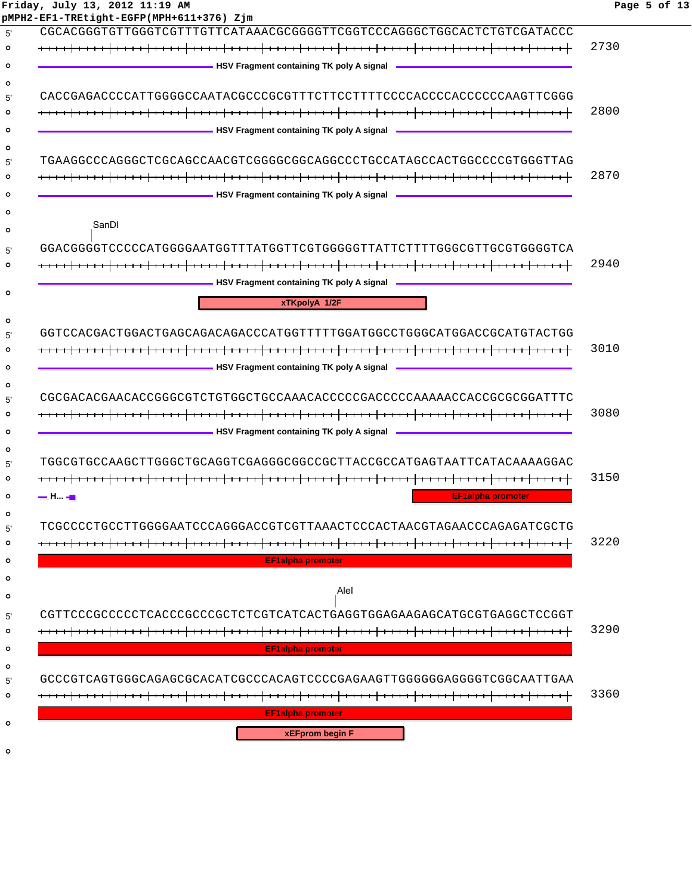```
5' CGCACGGGTGTTGGGTCGTTTGTTCATAAACGCGGGGTTCGGTCCCAGGGCTGGCACTCTGTCGATACCC  2730
   HSV Fragment containing TK poly A signal

5' CACCGAGACCCCATTGGGGCCAATACGCCCGCGTTTCTTCCTTTTCCCCACCCCACCCCCCAAGTTCGGG  2800
   HSV Fragment containing TK poly A signal

5' TGAAGGCCCAGGGCTCGCAGCCAACGTCGGGGCGGCAGGCCCTGCCATAGCCACTGGCCCCGTGGGTTAG  2870
   HSV Fragment containing TK poly A signal

   SanDI
5' GGACGGGGTCCCCCATGGGGAATGGTTTATGGTTCGTGGGGGTTATTCTTTTGGGCGTTGCGTGGGGTCA  2940
   HSV Fragment containing TK poly A signal
   xTKpolyA 1/2F

5' GGTCCACGACTGGACTGAGCAGACAGACCCATGGTTTTTGGATGGCCTGGGCATGGACCGCATGTACTGG  3010
   HSV Fragment containing TK poly A signal

5' CGCGACACGAACACCGGGCGTCTGTGGCTGCCAAACACCCCCGACCCCCAAAAACCACCGCGCGGATTTC  3080
   HSV Fragment containing TK poly A signal

5' TGGCGTGCCAAGCTTGGGCTGCAGGTCGAGGGCGGCCGCTTACCGCCATGAGTAATTCATACAAAAGGAC  3150
   H...
   EF1alpha promoter

5' TCGCCCCTGCCTTGGGGAATCCCAGGGACCGTCGTTAAACTCCCACTAACGTAGAACCCAGAGATCGCTG  3220
   EF1alpha promoter

   AleI
5' CGTTCCCGCCCCCTCACCCGCCCGCTCTCGTCATCACTGAGGTGGAGAAGAGCATGCGTGAGGCTCCGGT  3290
   EF1alpha promoter

5' GCCCGTCAGTGGGCAGAGCGCACATCGCCCACAGTCCCCGAGAAGTTGGGGGGAGGGGTCGGCAATTGAA  3360
   EF1alpha promoter
   xEFprom begin F
```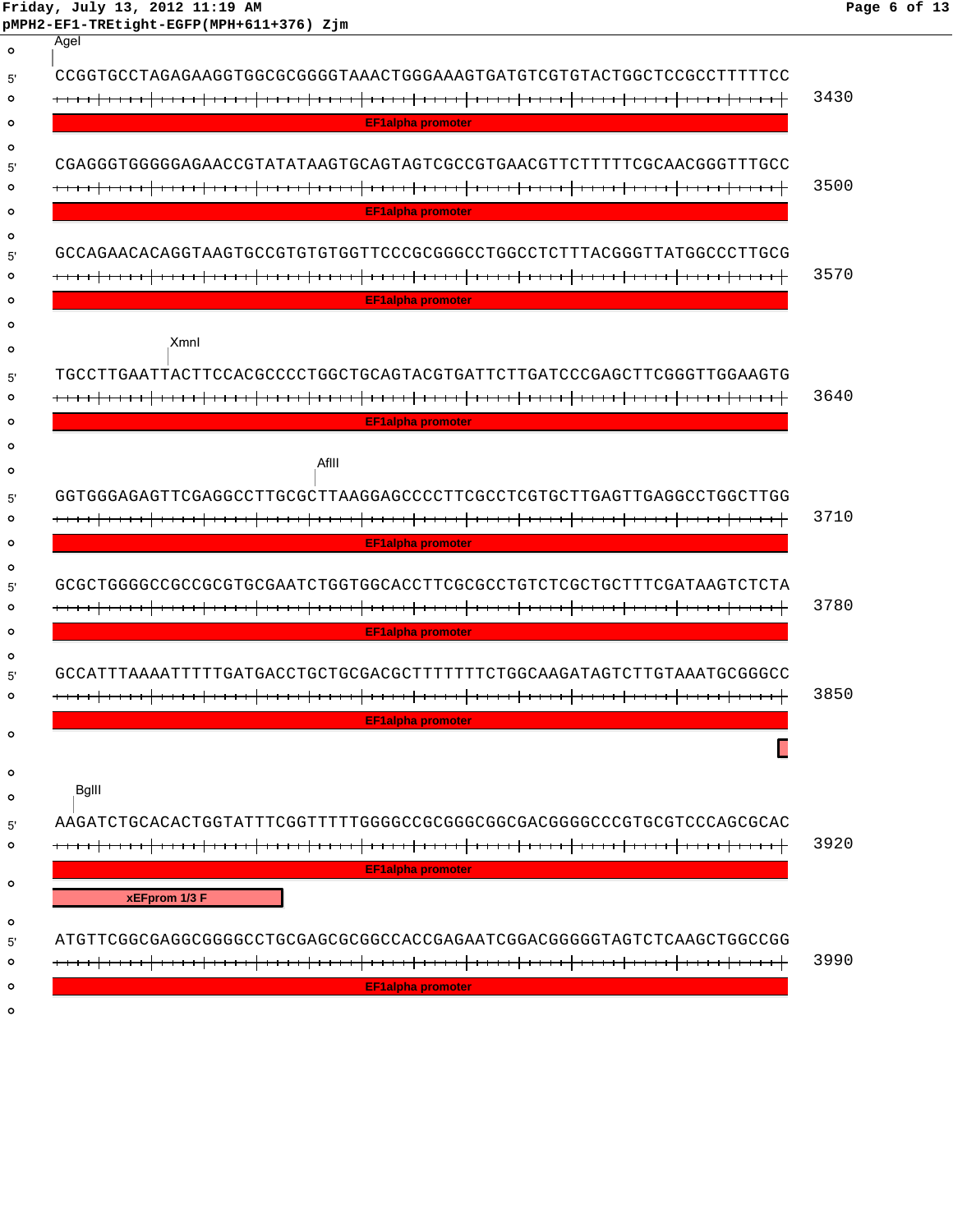pMPH2-EF1-TREtight-EGFP(MPH+611+376) Zjm

```
AgeI
5' CCGGTGCCTAGAGAAGGTGGCGCGGGGTAAACTGGGAAAGTGATGTCGTGTACTGGCTCCGCCTTTTTCC   3430
   [EF1alpha promoter]

5' CGAGGGTGGGGGAGAACCGTATATAAGTGCAGTAGTCGCCGTGAACGTTCTTTTTCGCAACGGGTTTGCC   3500
   [EF1alpha promoter]

5' GCCAGAACACAGGTAAGTGCCGTGTGTGGTTCCCGCGGGCCTGGCCTCTTTACGGGTTATGGCCCTTGCG   3570
   [EF1alpha promoter]

            XmnI
5' TGCCTTGAATTACTTCCACGCCCCTGGCTGCAGTACGTGATTCTTGATCCCGAGCTTCGGGTTGGAAGTG   3640
   [EF1alpha promoter]

                          AflII
5' GGTGGGAGAGTTCGAGGCCTTGCGCTTAAGGAGCCCCTTCGCCTCGTGCTTGAGTTGAGGCCTGGCTTGG   3710
   [EF1alpha promoter]

5' GCGCTGGGGCCGCCGCGTGCGAATCTGGTGGCACCTTCGCGCCTGTCTCGCTGCTTTCGATAAGTCTCTA   3780
   [EF1alpha promoter]

5' GCCATTTAAAATTTTTGATGACCTGCTGCGACGCTTTTTTTCTGGCAAGATAGTCTTGTAAATGCGGGCC   3850
   [EF1alpha promoter]

  BglII
5' AAGATCTGCACACTGGTATTTCGGTTTTTGGGGCCGCGGGCGGCGACGGGGCCCGTGCGTCCCAGCGCAC   3920
   [EF1alpha promoter]
   [xEFprom 1/3 F]

5' ATGTTCGGCGAGGCGGGGCCTGCGAGCGCGGCCACCGAGAATCGGACGGGGGTAGTCTCAAGCTGGCCGG   3990
   [EF1alpha promoter]
```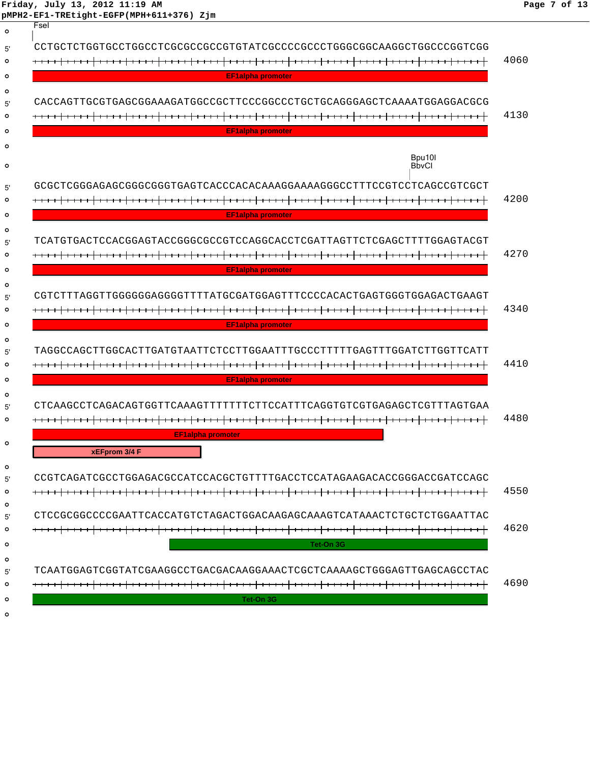pMPH2-EF1-TREtight-EGFP(MPH+611+376) Zjm

```
     FseI
5' CCTGCTCTGGTGCCTGGCCTCGCGCCGCCGTGTATCGCCCCGCCCTGGGCGGCAAGGCTGGCCCGGTCGG  4060
   [EF1alpha promoter]

5' CACCAGTTGCGTGAGCGGAAAGATGGCCGCTTCCCGGCCCTGCTGCAGGGAGCTCAAAATGGAGGACGCG  4130
   [EF1alpha promoter]

                                                                  Bpu10I
                                                                  BbvCI
5' GCGCTCGGGAGAGCGGGCGGGTGAGTCACCCACACAAAGGAAAAGGGCCTTTCCGTCCTCAGCCGTCGCT  4200
   [EF1alpha promoter]

5' TCATGTGACTCCACGGAGTACCGGGCGCCGTCCAGGCACCTCGATTAGTTCTCGAGCTTTTGGAGTACGT  4270
   [EF1alpha promoter]

5' CGTCTTTAGGTTGGGGGGAGGGGTTTTATGCGATGGAGTTTCCCCACACTGAGTGGGTGGAGACTGAAGT  4340
   [EF1alpha promoter]

5' TAGGCCAGCTTGGCACTTGATGTAATTCTCCTTGGAATTTGCCCTTTTTGAGTTTGGATCTTGGTTCATT  4410
   [EF1alpha promoter]

5' CTCAAGCCTCAGACAGTGGTTCAAAGTTTTTTTCTTCCATTTCAGGTGTCGTGAGAGCTCGTTTAGTGAA  4480
   [EF1alpha promoter]
   [xEFprom 3/4 F]

5' CCGTCAGATCGCCTGGAGACGCCATCCACGCTGTTTTGACCTCCATAGAAGACACCGGGACCGATCCAGC  4550

5' CTCCGCGGCCCCGAATTCACCATGTCTAGACTGGACAAGAGCAAAGTCATAAACTCTGCTCTGGAATTAC  4620
                            [Tet-On 3G]

5' TCAATGGAGTCGGTATCGAAGGCCTGACGACAAGGAAACTCGCTCAAAAGCTGGGAGTTGAGCAGCCTAC  4690
   [Tet-On 3G]
```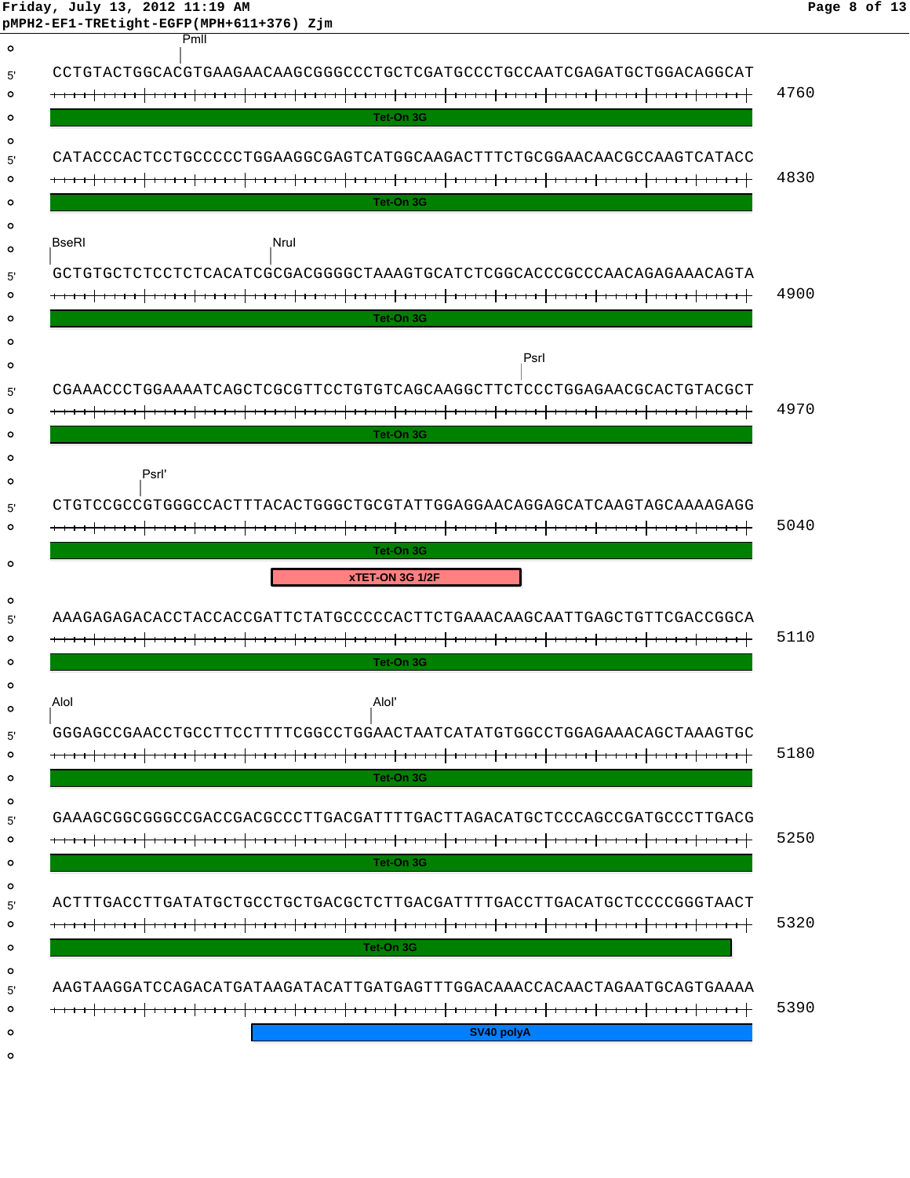```
                         PmlI
5' CCTGTACTGGCACGTGAAGAACAAGCGGGCCCTGCTCGATGCCCTGCCAATCGAGATGCTGGACAGGCAT   4760
   [Tet-On 3G]

5' CATACCCACTCCTGCCCCCTGGAAGGCGAGTCATGGCAAGACTTTCTGCGGAACAACGCCAAGTCATACC   4830
   [Tet-On 3G]

   BseRI                      NruI
5' GCTGTGCTCTCCTCTCACATCGCGACGGGGCTAAAGTGCATCTCGGCACCCGCCCAACAGAGAAACAGTA   4900
   [Tet-On 3G]

                                                            PsrI
5' CGAAACCCTGGAAAATCAGCTCGCGTTCCTGTGTCAGCAAGGCTTCTCCCTGGAGAACGCACTGTACGCT   4970
   [Tet-On 3G]

             PsrI'
5' CTGTCCGCCGTGGGCCACTTTACACTGGGCTGCGTATTGGAGGAACAGGAGCATCAAGTAGCAAAAGAGG   5040
   [Tet-On 3G]
                              [xTET-ON 3G 1/2F]

5' AAAGAGAGACACCTACCACCGATTCTATGCCCCCACTTCTGAAACAAGCAATTGAGCTGTTCGACCGGCA   5110
   [Tet-On 3G]

   AloI                                AloI'
5' GGGAGCCGAACCTGCCTTCCTTTTCGGCCTGGAACTAATCATATGTGGCCTGGAGAAACAGCTAAAGTGC   5180
   [Tet-On 3G]

5' GAAAGCGGCGGGCCGACCGACGCCCTTGACGATTTTGACTTAGACATGCTCCCAGCCGATGCCCTTGACG   5250
   [Tet-On 3G]

5' ACTTTGACCTTGATATGCTGCCTGCTGACGCTCTTGACGATTTTGACCTTGACATGCTCCCCGGGTAACT   5320
   [Tet-On 3G]

5' AAGTAAGGATCCAGACATGATAAGATACATTGATGAGTTTGGACAAACCACAACTAGAATGCAGTGAAAA   5390
                              [SV40 polyA]
```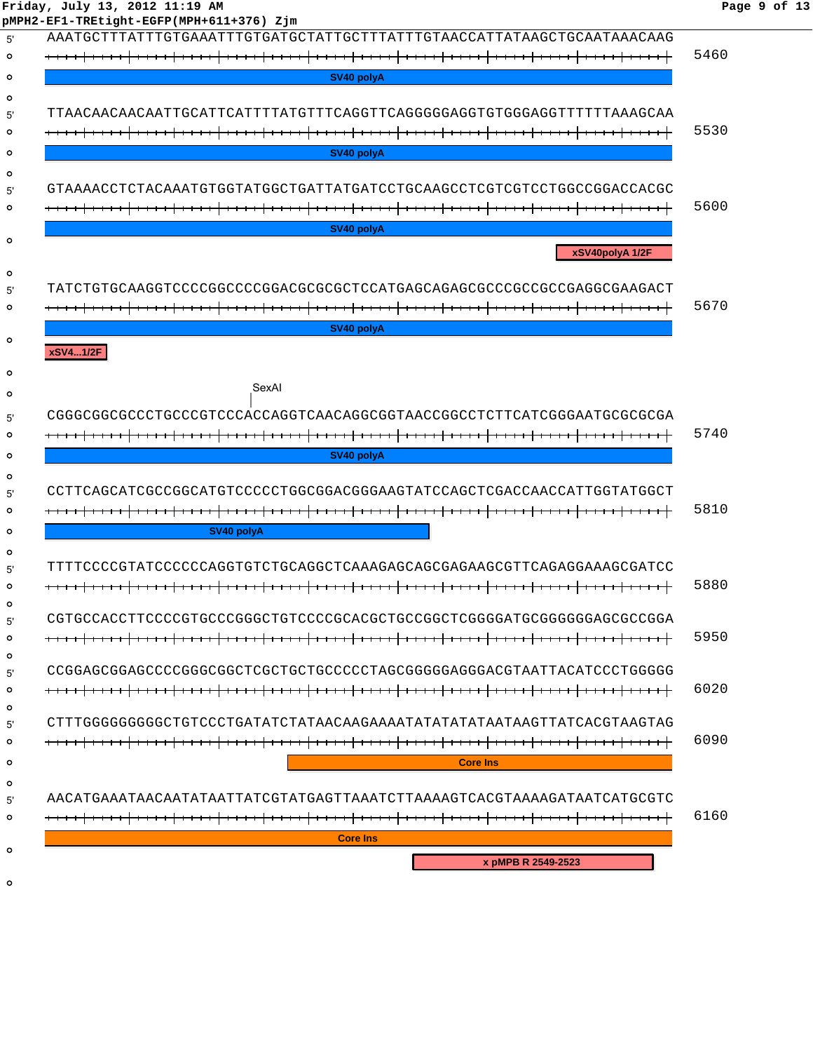pMPH2-EF1-TREtight-EGFP(MPH+611+376) Zjm

```
5' AAATGCTTTATTTGTGAAATTTGTGATGCTATTGCTTTATTTGTAACCATTATAAGCTGCAATAAACAAG  5460
   [SV40 polyA]

5' TTAACAACAACAATTGCATTCATTTTATGTTTCAGGTTCAGGGGGAGGTGTGGGAGGTTTTTTAAAGCAA  5530
   [SV40 polyA]

5' GTAAAACCTCTACAAATGTGGTATGGCTGATTATGATCCTGCAAGCCTCGTCGTCCTGGCCGGACCACGC  5600
   [SV40 polyA]
   [xSV40polyA 1/2F]

5' TATCTGTGCAAGGTCCCCGGCCCCGGACGCGCGCTCCATGAGCAGAGCGCCCGCCGCCGAGGCGAAGACT  5670
   [SV40 polyA]
   [xSV4...1/2F]

                                SexAI
5' CGGGCGGCGCCCTGCCCGTCCCACCAGGTCAACAGGCGGTAACCGGCCTCTTCATCGGGAATGCGCGCGA  5740
   [SV40 polyA]

5' CCTTCAGCATCGCCGGCATGTCCCCCTGGCGGACGGGAAGTATCCAGCTCGACCAACCATTGGTATGGCT  5810
   [SV40 polyA]

5' TTTTCCCCGTATCCCCCCAGGTGTCTGCAGGCTCAAAGAGCAGCGAGAAGCGTTCAGAGGAAAGCGATCC  5880

5' CGTGCCACCTTCCCCGTGCCCGGGCTGTCCCCGCACGCTGCCGGCTCGGGGATGCGGGGGGAGCGCCGGA  5950

5' CCGGAGCGGAGCCCCGGGCGGCTCGCTGCTGCCCCCTAGCGGGGGAGGGACGTAATTACATCCCTGGGGG  6020

5' CTTTGGGGGGGGGCTGTCCCTGATATCTATAACAAGAAAATATATATATAATAAGTTATCACGTAAGTAG  6090
   [Core Ins]

5' AACATGAAATAACAATATAATTATCGTATGAGTTAAATCTTAAAAGTCACGTAAAAGATAATCATGCGTC  6160
   [Core Ins]
   [x pMPB R 2549-2523]
```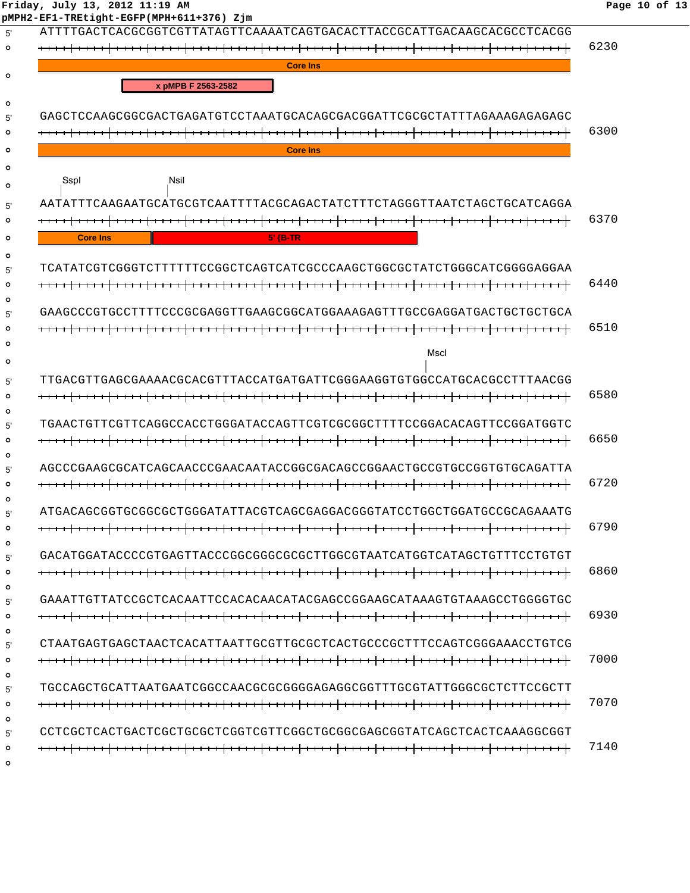pMPH2-EF1-TREtight-EGFP(MPH+611+376) Zjm

```
5' ATTTTGACTCACGCGGTCGTTATAGTTCAAAATCAGTGACACTTACCGCATTGACAAGCACGCCTCACGG  6230
   Core Ins
   x pMPB F 2563-2582

5' GAGCTCCAAGCGGCGACTGAGATGTCCTAAATGCACAGCGACGGATTCGCGCTATTTAGAAAGAGAGAGC  6300
   Core Ins

   SspI  NsiI
5' AATATTTCAAGAATGCATGCGTCAATTTTACGCAGACTATCTTTCTAGGGTTAATCTAGCTGCATCAGGA  6370
   Core Ins  5' {B-TR

5' TCATATCGTCGGGTCTTTTTTCCGGCTCAGTCATCGCCCAAGCTGGCGCTATCTGGGCATCGGGGAGGAA  6440

5' GAAGCCCGTGCCTTTTCCCGCGAGGTTGAAGCGGCATGGAAAGAGTTTGCCGAGGATGACTGCTGCTGCA  6510

   MscI
5' TTGACGTTGAGCGAAAACGCACGTTTACCATGATGATTCGGGAAGGTGTGGCCATGCACGCCTTTAACGG  6580

5' TGAACTGTTCGTTCAGGCCACCTGGGATACCAGTTCGTCGCGGCTTTTCCGGACACAGTTCCGGATGGTC  6650

5' AGCCCGAAGCGCATCAGCAACCCGAACAATACCGGCGACAGCCGGAACTGCCGTGCCGGTGTGCAGATTA  6720

5' ATGACAGCGGTGCGGCGCTGGGATATTACGTCAGCGAGGACGGGTATCCTGGCTGGATGCCGCAGAAATG  6790

5' GACATGGATACCCCGTGAGTTACCCGGCGGGCGCGCTTGGCGTAATCATGGTCATAGCTGTTTCCTGTGT  6860

5' GAAATTGTTATCCGCTCACAATTCCACACAACATACGAGCCGGAAGCATAAAGTGTAAAGCCTGGGGTGC  6930

5' CTAATGAGTGAGCTAACTCACATTAATTGCGTTGCGCTCACTGCCCGCTTTCCAGTCGGGAAACCTGTCG  7000

5' TGCCAGCTGCATTAATGAATCGGCCAACGCGCGGGGAGAGGCGGTTTGCGTATTGGGCGCTCTTCCGCTT  7070

5' CCTCGCTCACTGACTCGCTGCGCTCGGTCGTTCGGCTGCGGCGAGCGGTATCAGCTCACTCAAAGGCGGT  7140
```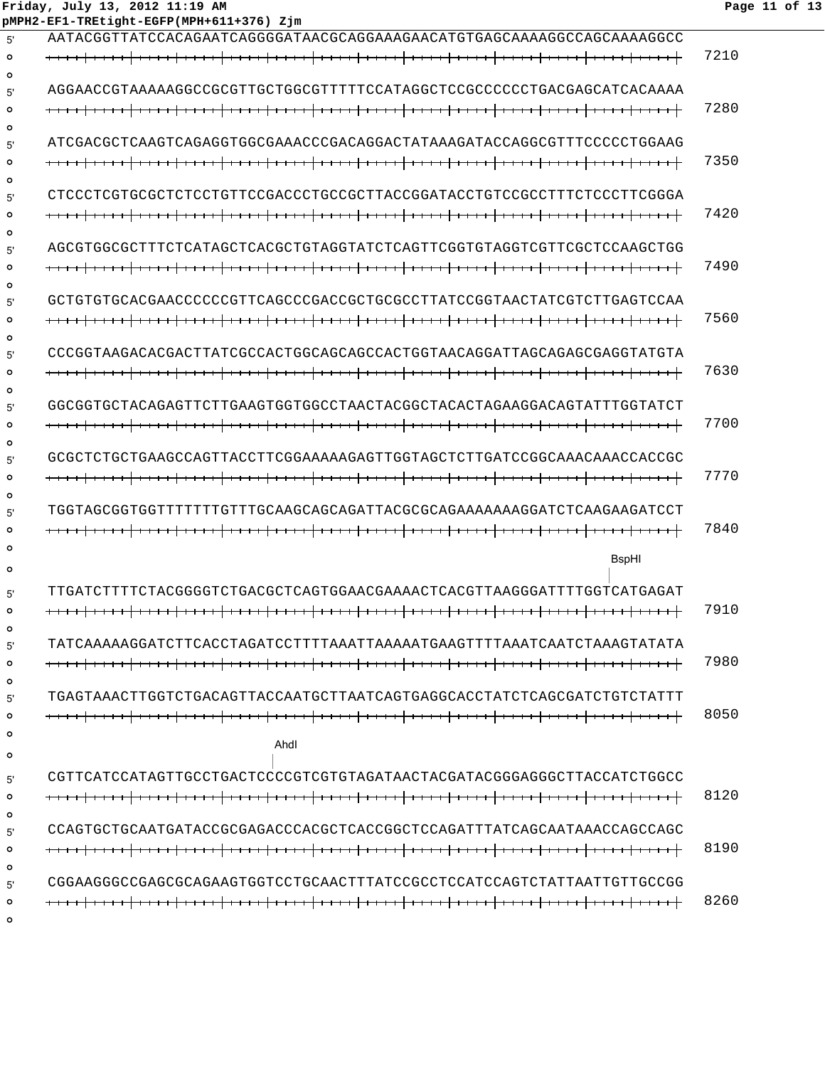pMPH2-EF1-TREtight-EGFP(MPH+611+376) Zjm

```
5' AATACGGTTATCCACAGAATCAGGGGATAACGCAGGAAAGAACATGTGAGCAAAAGGCCAGCAAAAGGCC   7210

5' AGGAACCGTAAAAAGGCCGCGTTGCTGGCGTTTTTCCATAGGCTCCGCCCCCCTGACGAGCATCACAAAA   7280

5' ATCGACGCTCAAGTCAGAGGTGGCGAAACCCGACAGGACTATAAAGATACCAGGCGTTTCCCCCTGGAAG   7350

5' CTCCCTCGTGCGCTCTCCTGTTCCGACCCTGCCGCTTACCGGATACCTGTCCGCCTTTCTCCCTTCGGGA   7420

5' AGCGTGGCGCTTTCTCATAGCTCACGCTGTAGGTATCTCAGTTCGGTGTAGGTCGTTCGCTCCAAGCTGG   7490

5' GCTGTGTGCACGAACCCCCCGTTCAGCCCGACCGCTGCGCCTTATCCGGTAACTATCGTCTTGAGTCCAA   7560

5' CCCGGTAAGACACGACTTATCGCCACTGGCAGCAGCCACTGGTAACAGGATTAGCAGAGCGAGGTATGTA   7630

5' GGCGGTGCTACAGAGTTCTTGAAGTGGTGGCCTAACTACGGCTACACTAGAAGGACAGTATTTGGTATCT   7700

5' GCGCTCTGCTGAAGCCAGTTACCTTCGGAAAAAGAGTTGGTAGCTCTTGATCCGGCAAACAAACCACCGC   7770

5' TGGTAGCGGTGGTTTTTTTGTTTGCAAGCAGCAGATTACGCGCAGAAAAAAAGGATCTCAAGAAGATCCT   7840

                                                                  BspHI
5' TTGATCTTTTCTACGGGGTCTGACGCTCAGTGGAACGAAAACTCACGTTAAGGGATTTTGGTCATGAGAT   7910

5' TATCAAAAAGGATCTTCACCTAGATCCTTTTAAATTAAAAATGAAGTTTTAAATCAATCTAAAGTATATA   7980

5' TGAGTAAACTTGGTCTGACAGTTACCAATGCTTAATCAGTGAGGCACCTATCTCAGCGATCTGTCTATTT   8050

                            AhdI
5' CGTTCATCCATAGTTGCCTGACTCCCCGTCGTGTAGATAACTACGATACGGGAGGGCTTACCATCTGGCC   8120

5' CCAGTGCTGCAATGATACCGCGAGACCCACGCTCACCGGCTCCAGATTTATCAGCAATAAACCAGCCAGC   8190

5' CGGAAGGGCCGAGCGCAGAAGTGGTCCTGCAACTTTATCCGCCTCCATCCAGTCTATTAATTGTTGCCGG   8260
```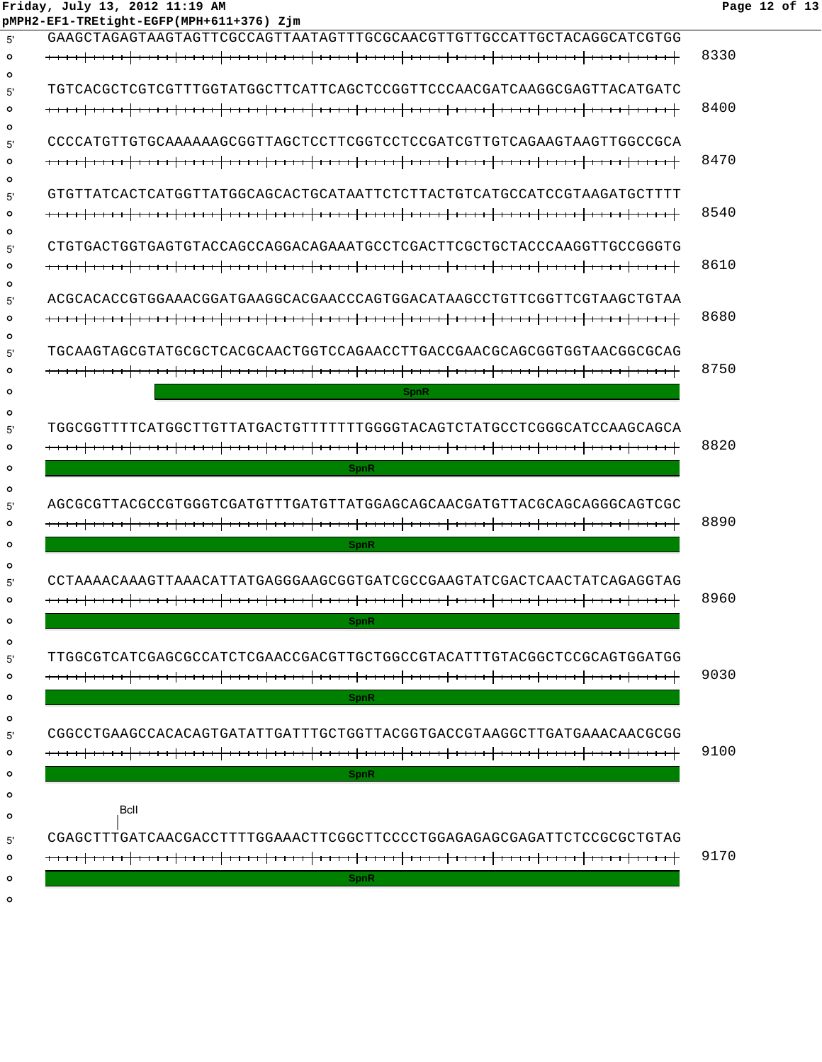```
GAAGCTAGAGTAAGTAGTTCGCCAGTTAATAGTTTGCGCAACGTTGTTGCCATTGCTACAGGCATCGTGG   8330

TGTCACGCTCGTCGTTTGGTATGGCTTCATTCAGCTCCGGTTCCCAACGATCAAGGCGAGTTACATGATC   8400

CCCCATGTTGTGCAAAAAAGCGGTTAGCTCCTTCGGTCCTCCGATCGTTGTCAGAAGTAAGTTGGCCGCA   8470

GTGTTATCACTCATGGTTATGGCAGCACTGCATAATTCTCTTACTGTCATGCCATCCGTAAGATGCTTTT   8540

CTGTGACTGGTGAGTGTACCAGCCAGGACAGAAATGCCTCGACTTCGCTGCTACCCAAGGTTGCCGGGTG   8610

ACGCACACCGTGGAAACGGATGAAGGCACGAACCCAGTGGACATAAGCCTGTTCGGTTCGTAAGCTGTAA   8680

TGCAAGTAGCGTATGCGCTCACGCAACTGGTCCAGAACCTTGACCGAACGCAGCGGTGGTAACGGCGCAG   8750
            [SpnR------------------------------------------------]

TGGCGGTTTTCATGGCTTGTTATGACTGTTTTTTTGGGGTACAGTCTATGCCTCGGGCATCCAAGCAGCA   8820
[SpnR----------------------------------------------------------------]

AGCGCGTTACGCCGTGGGTCGATGTTTGATGTTATGGAGCAGCAACGATGTTACGCAGCAGGGCAGTCGC   8890
[SpnR----------------------------------------------------------------]

CCTAAAACAAAGTTAAACATTATGAGGGAAGCGGTGATCGCCGAAGTATCGACTCAACTATCAGAGGTAG   8960
[SpnR----------------------------------------------------------------]

TTGGCGTCATCGAGCGCCATCTCGAACCGACGTTGCTGGCCGTACATTTGTACGGCTCCGCAGTGGATGG   9030
[SpnR----------------------------------------------------------------]

CGGCCTGAAGCCACACAGTGATATTGATTTGCTGGTTACGGTGACCGTAAGGCTTGATGAAACAACGCGG   9100
[SpnR----------------------------------------------------------------]

        BclI
        |
CGAGCTTTGATCAACGACCTTTTGGAAACTTCGGCTTCCCCTGGAGAGAGCGAGATTCTCCGCGCTGTAG   9170
[SpnR----------------------------------------------------------------]
```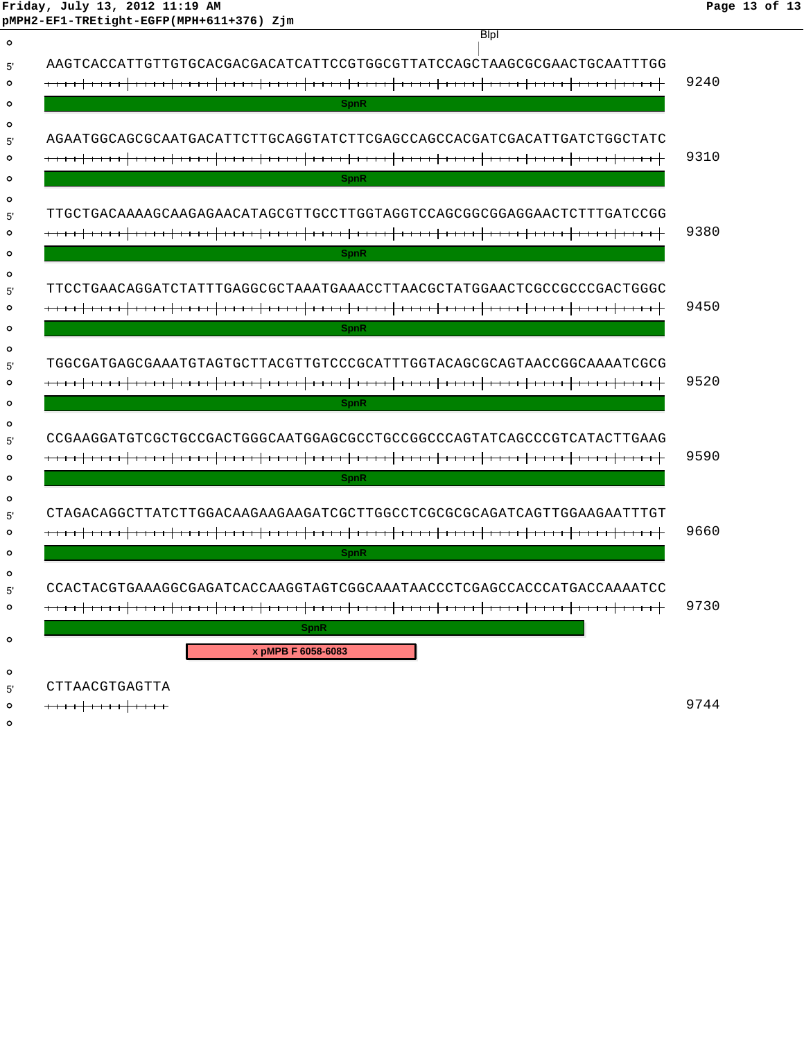BlpI

```
5' AAGTCACCATTGTTGTGCACGACGACATCATTCCGTGGCGTTATCCAGCTAAGCGCGAACTGCAATTTGG   9240
   SpnR

5' AGAATGGCAGCGCAATGACATTCTTGCAGGTATCTTCGAGCCAGCCACGATCGACATTGATCTGGCTATC   9310
   SpnR

5' TTGCTGACAAAAGCAAGAGAACATAGCGTTGCCTTGGTAGGTCCAGCGGCGGAGGAACTCTTTGATCCGG   9380
   SpnR

5' TTCCTGAACAGGATCTATTTGAGGCGCTAAATGAAACCTTAACGCTATGGAACTCGCCGCCCGACTGGGC   9450
   SpnR

5' TGGCGATGAGCGAAATGTAGTGCTTACGTTGTCCCGCATTTGGTACAGCGCAGTAACCGGCAAAATCGCG   9520
   SpnR

5' CCGAAGGATGTCGCTGCCGACTGGGCAATGGAGCGCCTGCCGGCCCAGTATCAGCCCGTCATACTTGAAG   9590
   SpnR

5' CTAGACAGGCTTATCTTGGACAAGAAGAAGATCGCTTGGCCTCGCGCGCAGATCAGTTGGAAGAATTTGT   9660
   SpnR

5' CCACTACGTGAAAGGCGAGATCACCAAGGTAGTCGGCAAATAACCCTCGAGCCACCCATGACCAAAATCC   9730
   SpnR
   x pMPB F 6058-6083

5' CTTAACGTGAGTTA   9744
```